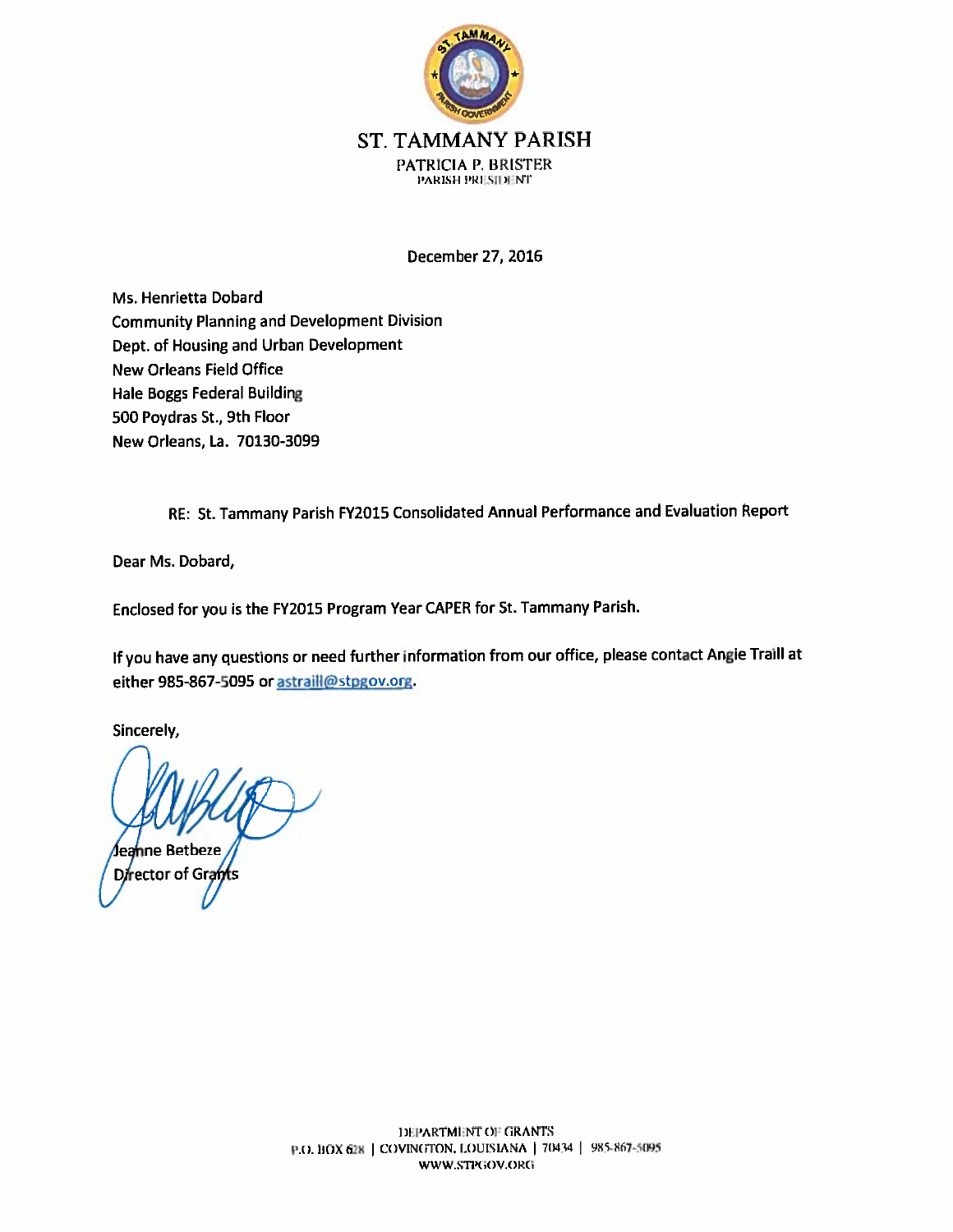# ST. TAMMANY PARISH

PATRICIA P. BRISTER
PARISH PRESIDENT

December 27, 2016

Ms. Henrietta Dobard
Community Planning and Development Division
Dept. of Housing and Urban Development
New Orleans Field Office
Hale Boggs Federal Building
500 Poydras St., 9th Floor
New Orleans, La. 70130-3099

RE: St. Tammany Parish FY2015 Consolidated Annual Performance and Evaluation Report

Dear Ms. Dobard,

Enclosed for you is the FY2015 Program Year CAPER for St. Tammany Parish.

If you have any questions or need further information from our office, please contact Angie Traill at either 985-867-5095 or astraill@stpgov.org.

Sincerely,

Jeanne Betbeze
Director of Grants

DEPARTMENT OF GRANTS
P.O. BOX 628 | COVINGTON, LOUISIANA | 70434 | 985-867-5095
WWW.STPGOV.ORG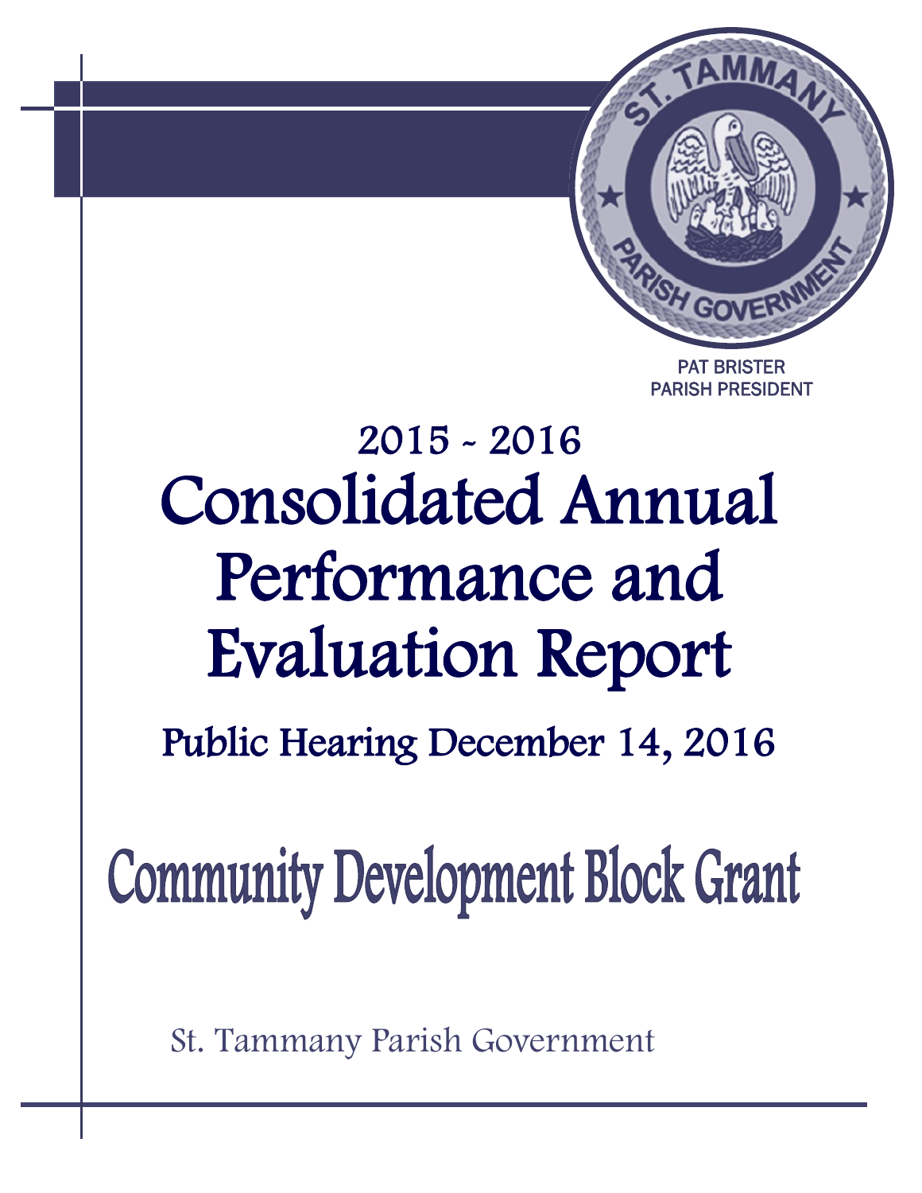PAT BRISTER
PARISH PRESIDENT

# 2015 ~ 2016
# Consolidated Annual Performance and Evaluation Report

## Public Hearing December 14, 2016

# Community Development Block Grant

St. Tammany Parish Government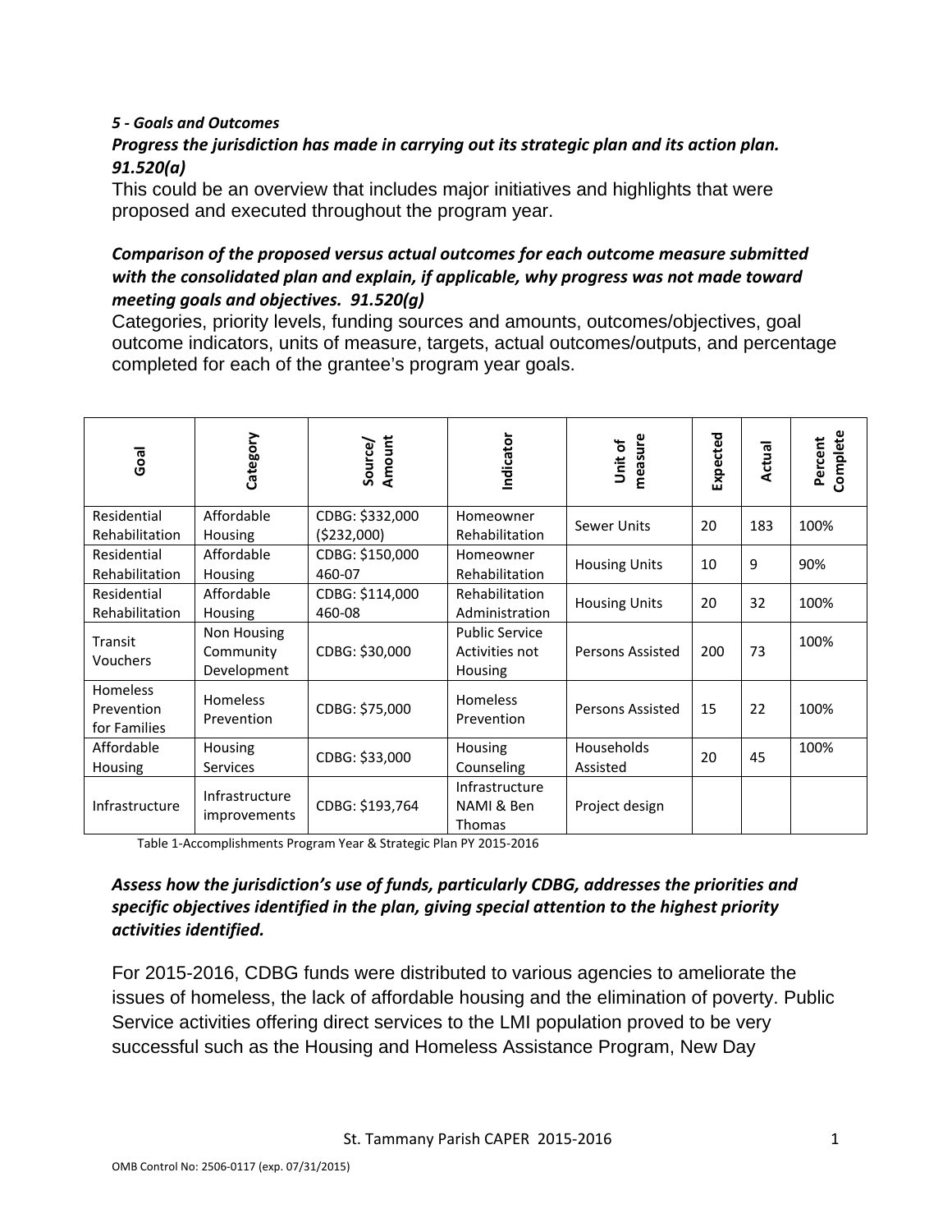***5 - Goals and Outcomes***

***Progress the jurisdiction has made in carrying out its strategic plan and its action plan. 91.520(a)***

This could be an overview that includes major initiatives and highlights that were proposed and executed throughout the program year.

***Comparison of the proposed versus actual outcomes for each outcome measure submitted with the consolidated plan and explain, if applicable, why progress was not made toward meeting goals and objectives. 91.520(g)***

Categories, priority levels, funding sources and amounts, outcomes/objectives, goal outcome indicators, units of measure, targets, actual outcomes/outputs, and percentage completed for each of the grantee's program year goals.

| Goal | Category | Source/ Amount | Indicator | Unit of measure | Expected | Actual | Percent Complete |
|---|---|---|---|---|---|---|---|
| Residential Rehabilitation | Affordable Housing | CDBG: $332,000 ($232,000) | Homeowner Rehabilitation | Sewer Units | 20 | 183 | 100% |
| Residential Rehabilitation | Affordable Housing | CDBG: $150,000 460-07 | Homeowner Rehabilitation | Housing Units | 10 | 9 | 90% |
| Residential Rehabilitation | Affordable Housing | CDBG: $114,000 460-08 | Rehabilitation Administration | Housing Units | 20 | 32 | 100% |
| Transit Vouchers | Non Housing Community Development | CDBG: $30,000 | Public Service Activities not Housing | Persons Assisted | 200 | 73 | 100% |
| Homeless Prevention for Families | Homeless Prevention | CDBG: $75,000 | Homeless Prevention | Persons Assisted | 15 | 22 | 100% |
| Affordable Housing | Housing Services | CDBG: $33,000 | Housing Counseling | Households Assisted | 20 | 45 | 100% |
| Infrastructure | Infrastructure improvements | CDBG: $193,764 | Infrastructure NAMI & Ben Thomas | Project design | | | |

Table 1-Accomplishments Program Year & Strategic Plan PY 2015-2016

***Assess how the jurisdiction's use of funds, particularly CDBG, addresses the priorities and specific objectives identified in the plan, giving special attention to the highest priority activities identified.***

For 2015-2016, CDBG funds were distributed to various agencies to ameliorate the issues of homeless, the lack of affordable housing and the elimination of poverty. Public Service activities offering direct services to the LMI population proved to be very successful such as the Housing and Homeless Assistance Program, New Day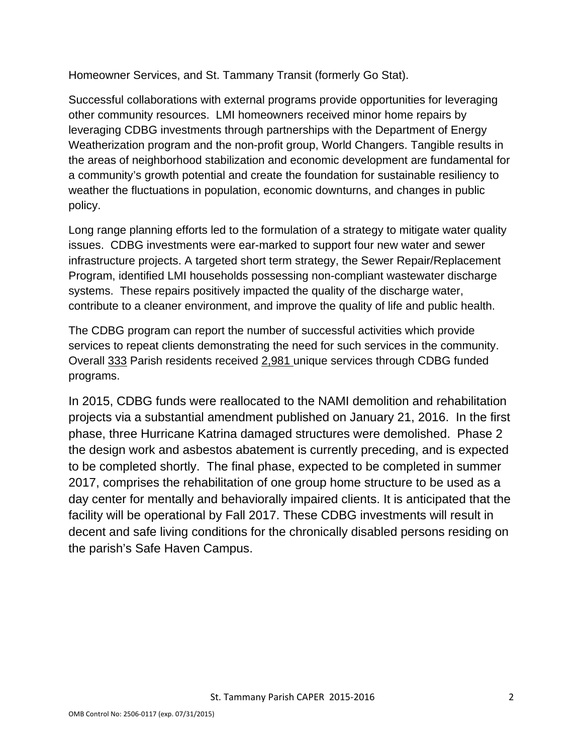Homeowner Services, and St. Tammany Transit (formerly Go Stat).

Successful collaborations with external programs provide opportunities for leveraging other community resources. LMI homeowners received minor home repairs by leveraging CDBG investments through partnerships with the Department of Energy Weatherization program and the non-profit group, World Changers. Tangible results in the areas of neighborhood stabilization and economic development are fundamental for a community's growth potential and create the foundation for sustainable resiliency to weather the fluctuations in population, economic downturns, and changes in public policy.

Long range planning efforts led to the formulation of a strategy to mitigate water quality issues. CDBG investments were ear-marked to support four new water and sewer infrastructure projects. A targeted short term strategy, the Sewer Repair/Replacement Program, identified LMI households possessing non-compliant wastewater discharge systems. These repairs positively impacted the quality of the discharge water, contribute to a cleaner environment, and improve the quality of life and public health.

The CDBG program can report the number of successful activities which provide services to repeat clients demonstrating the need for such services in the community. Overall 333 Parish residents received 2,981 unique services through CDBG funded programs.

In 2015, CDBG funds were reallocated to the NAMI demolition and rehabilitation projects via a substantial amendment published on January 21, 2016. In the first phase, three Hurricane Katrina damaged structures were demolished. Phase 2 the design work and asbestos abatement is currently preceding, and is expected to be completed shortly. The final phase, expected to be completed in summer 2017, comprises the rehabilitation of one group home structure to be used as a day center for mentally and behaviorally impaired clients. It is anticipated that the facility will be operational by Fall 2017. These CDBG investments will result in decent and safe living conditions for the chronically disabled persons residing on the parish's Safe Haven Campus.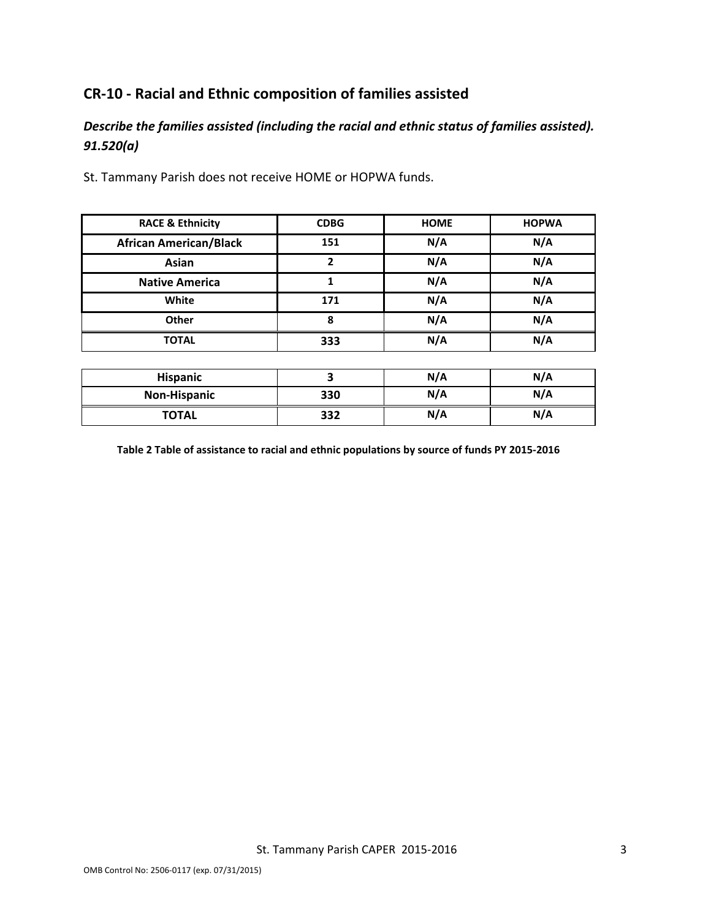## CR-10 - Racial and Ethnic composition of families assisted

### *Describe the families assisted (including the racial and ethnic status of families assisted). 91.520(a)*

St. Tammany Parish does not receive HOME or HOPWA funds.

| RACE & Ethnicity | CDBG | HOME | HOPWA |
|---|---|---|---|
| African American/Black | 151 | N/A | N/A |
| Asian | 2 | N/A | N/A |
| Native America | 1 | N/A | N/A |
| White | 171 | N/A | N/A |
| Other | 8 | N/A | N/A |
| TOTAL | 333 | N/A | N/A |

| | | | |
|---|---|---|---|
| Hispanic | 3 | N/A | N/A |
| Non-Hispanic | 330 | N/A | N/A |
| TOTAL | 332 | N/A | N/A |

**Table 2 Table of assistance to racial and ethnic populations by source of funds PY 2015-2016**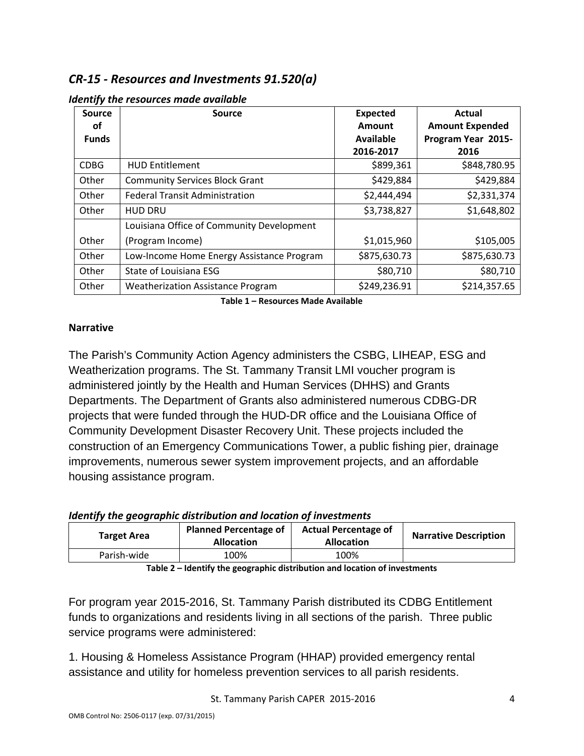## *CR-15 - Resources and Investments 91.520(a)*

***Identify the resources made available***

| Source of Funds | Source | Expected Amount Available 2016-2017 | Actual Amount Expended Program Year 2015-2016 |
|---|---|---|---|
| CDBG | HUD Entitlement | $899,361 | $848,780.95 |
| Other | Community Services Block Grant | $429,884 | $429,884 |
| Other | Federal Transit Administration | $2,444,494 | $2,331,374 |
| Other | HUD DRU | $3,738,827 | $1,648,802 |
| Other | Louisiana Office of Community Development (Program Income) | $1,015,960 | $105,005 |
| Other | Low-Income Home Energy Assistance Program | $875,630.73 | $875,630.73 |
| Other | State of Louisiana ESG | $80,710 | $80,710 |
| Other | Weatherization Assistance Program | $249,236.91 | $214,357.65 |

**Table 1 – Resources Made Available**

**Narrative**

The Parish's Community Action Agency administers the CSBG, LIHEAP, ESG and Weatherization programs. The St. Tammany Transit LMI voucher program is administered jointly by the Health and Human Services (DHHS) and Grants Departments. The Department of Grants also administered numerous CDBG-DR projects that were funded through the HUD-DR office and the Louisiana Office of Community Development Disaster Recovery Unit. These projects included the construction of an Emergency Communications Tower, a public fishing pier, drainage improvements, numerous sewer system improvement projects, and an affordable housing assistance program.

***Identify the geographic distribution and location of investments***

| Target Area | Planned Percentage of Allocation | Actual Percentage of Allocation | Narrative Description |
|---|---|---|---|
| Parish-wide | 100% | 100% | |

**Table 2 – Identify the geographic distribution and location of investments**

For program year 2015-2016, St. Tammany Parish distributed its CDBG Entitlement funds to organizations and residents living in all sections of the parish. Three public service programs were administered:

1. Housing & Homeless Assistance Program (HHAP) provided emergency rental assistance and utility for homeless prevention services to all parish residents.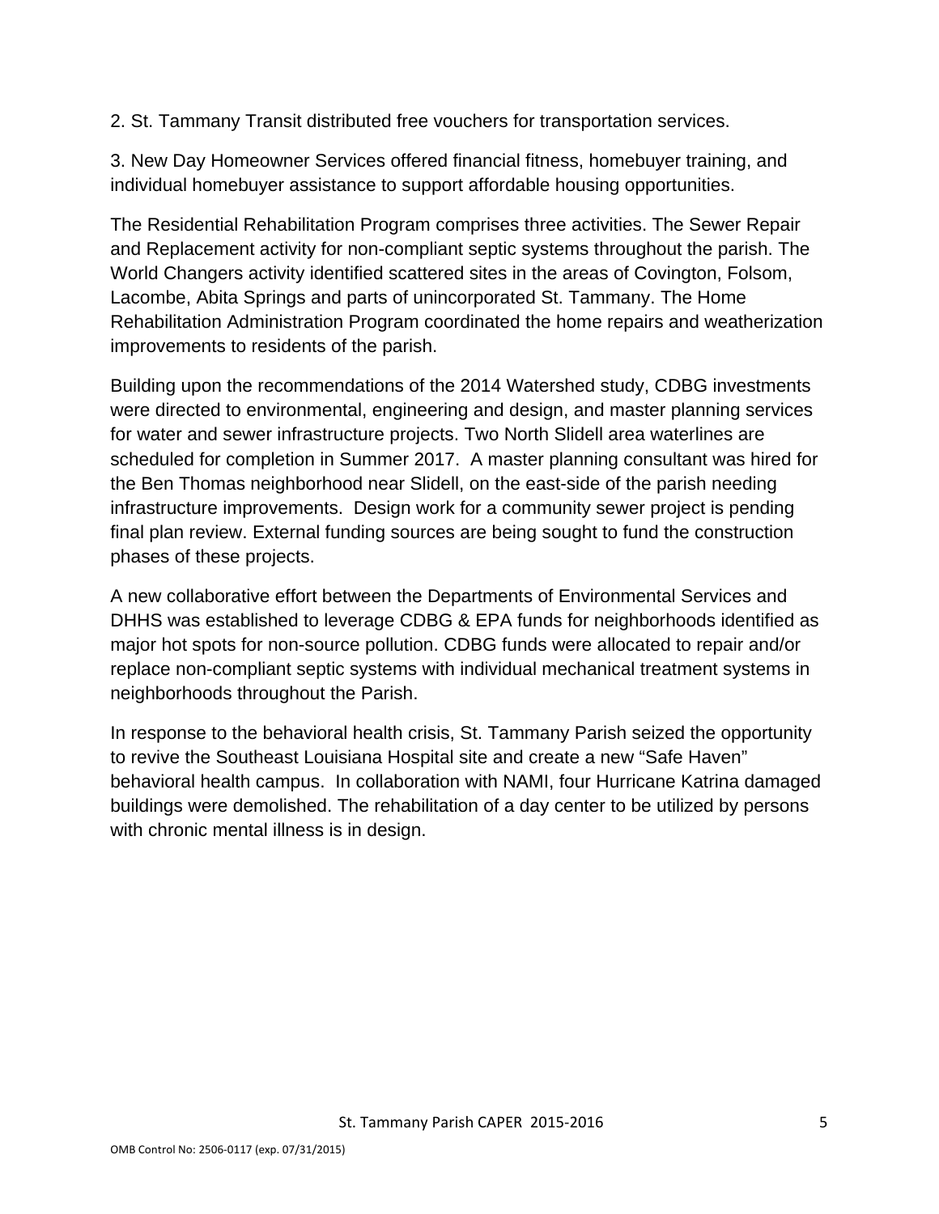2. St. Tammany Transit distributed free vouchers for transportation services.

3. New Day Homeowner Services offered financial fitness, homebuyer training, and individual homebuyer assistance to support affordable housing opportunities.

The Residential Rehabilitation Program comprises three activities. The Sewer Repair and Replacement activity for non-compliant septic systems throughout the parish. The World Changers activity identified scattered sites in the areas of Covington, Folsom, Lacombe, Abita Springs and parts of unincorporated St. Tammany. The Home Rehabilitation Administration Program coordinated the home repairs and weatherization improvements to residents of the parish.

Building upon the recommendations of the 2014 Watershed study, CDBG investments were directed to environmental, engineering and design, and master planning services for water and sewer infrastructure projects. Two North Slidell area waterlines are scheduled for completion in Summer 2017. A master planning consultant was hired for the Ben Thomas neighborhood near Slidell, on the east-side of the parish needing infrastructure improvements. Design work for a community sewer project is pending final plan review. External funding sources are being sought to fund the construction phases of these projects.

A new collaborative effort between the Departments of Environmental Services and DHHS was established to leverage CDBG & EPA funds for neighborhoods identified as major hot spots for non-source pollution. CDBG funds were allocated to repair and/or replace non-compliant septic systems with individual mechanical treatment systems in neighborhoods throughout the Parish.

In response to the behavioral health crisis, St. Tammany Parish seized the opportunity to revive the Southeast Louisiana Hospital site and create a new "Safe Haven" behavioral health campus. In collaboration with NAMI, four Hurricane Katrina damaged buildings were demolished. The rehabilitation of a day center to be utilized by persons with chronic mental illness is in design.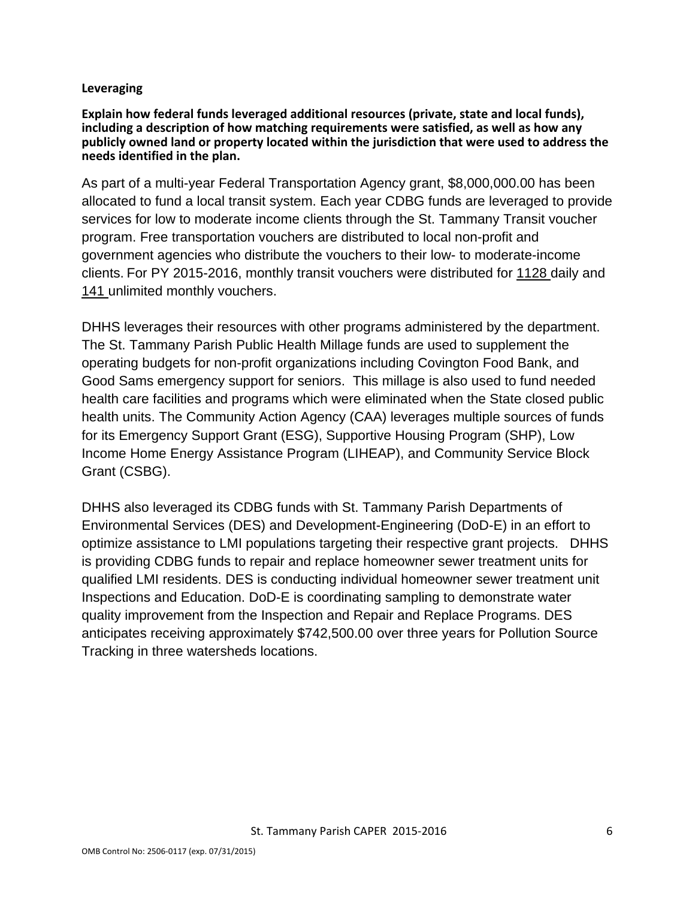## Leveraging

**Explain how federal funds leveraged additional resources (private, state and local funds), including a description of how matching requirements were satisfied, as well as how any publicly owned land or property located within the jurisdiction that were used to address the needs identified in the plan.**

As part of a multi-year Federal Transportation Agency grant, $8,000,000.00 has been allocated to fund a local transit system. Each year CDBG funds are leveraged to provide services for low to moderate income clients through the St. Tammany Transit voucher program. Free transportation vouchers are distributed to local non-profit and government agencies who distribute the vouchers to their low- to moderate-income clients. For PY 2015-2016, monthly transit vouchers were distributed for 1128 daily and 141 unlimited monthly vouchers.

DHHS leverages their resources with other programs administered by the department. The St. Tammany Parish Public Health Millage funds are used to supplement the operating budgets for non-profit organizations including Covington Food Bank, and Good Sams emergency support for seniors. This millage is also used to fund needed health care facilities and programs which were eliminated when the State closed public health units. The Community Action Agency (CAA) leverages multiple sources of funds for its Emergency Support Grant (ESG), Supportive Housing Program (SHP), Low Income Home Energy Assistance Program (LIHEAP), and Community Service Block Grant (CSBG).

DHHS also leveraged its CDBG funds with St. Tammany Parish Departments of Environmental Services (DES) and Development-Engineering (DoD-E) in an effort to optimize assistance to LMI populations targeting their respective grant projects. DHHS is providing CDBG funds to repair and replace homeowner sewer treatment units for qualified LMI residents. DES is conducting individual homeowner sewer treatment unit Inspections and Education. DoD-E is coordinating sampling to demonstrate water quality improvement from the Inspection and Repair and Replace Programs. DES anticipates receiving approximately $742,500.00 over three years for Pollution Source Tracking in three watersheds locations.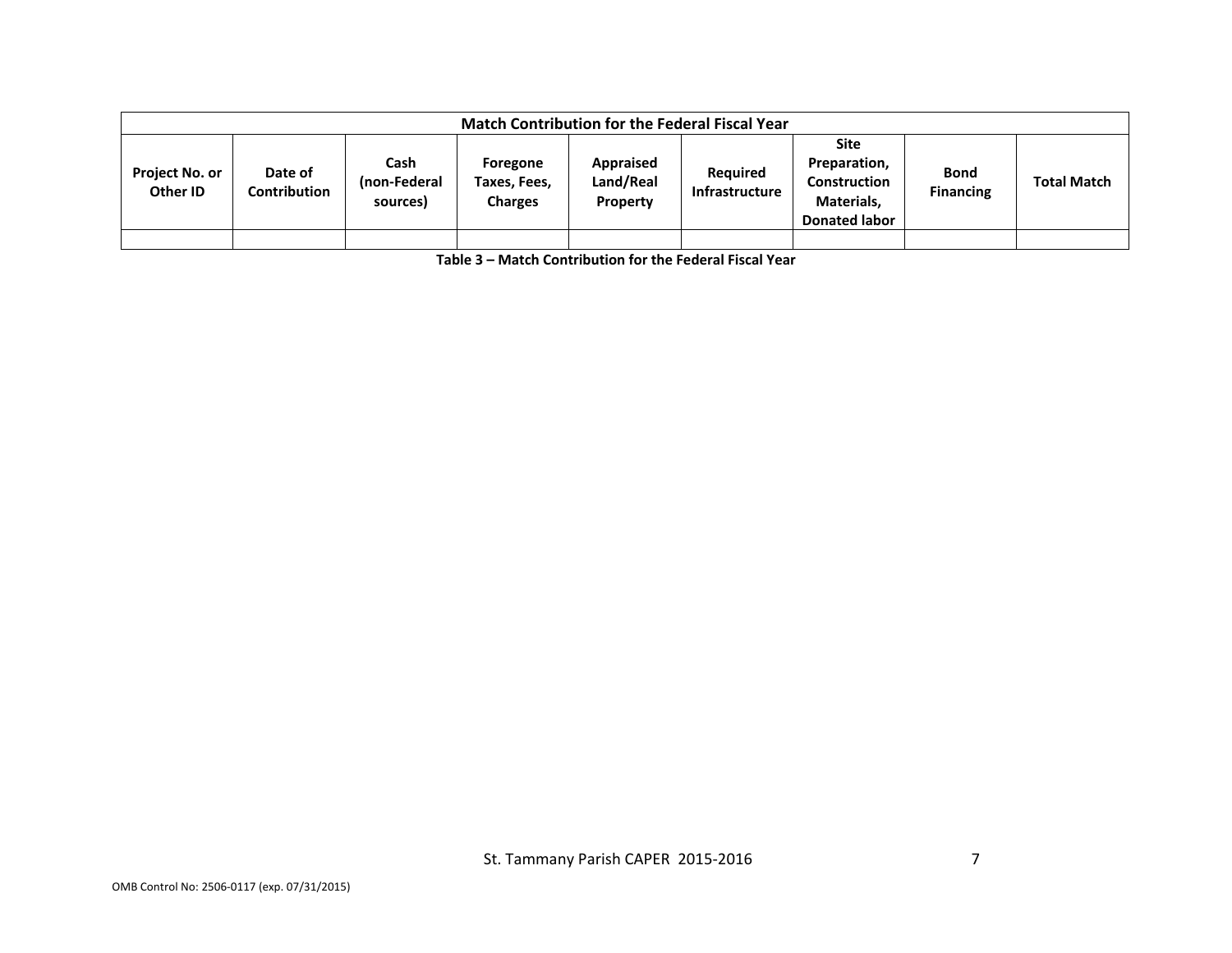| Match Contribution for the Federal Fiscal Year | | | | | | | | |
|---|---|---|---|---|---|---|---|---|
| Project No. or Other ID | Date of Contribution | Cash (non-Federal sources) | Foregone Taxes, Fees, Charges | Appraised Land/Real Property | Required Infrastructure | Site Preparation, Construction Materials, Donated labor | Bond Financing | Total Match |
| | | | | | | | | |

**Table 3 – Match Contribution for the Federal Fiscal Year**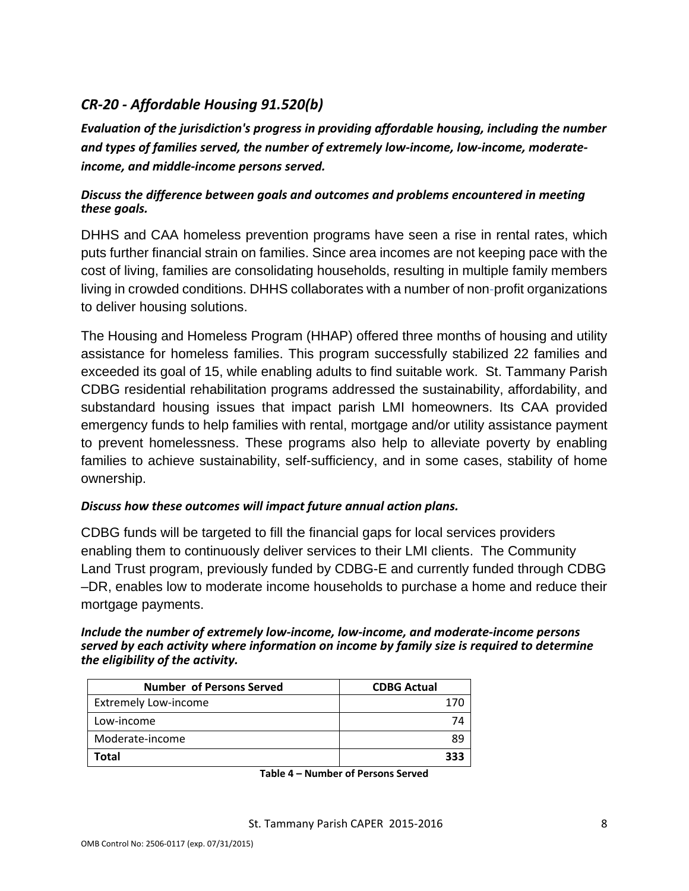## *CR-20 - Affordable Housing 91.520(b)*

***Evaluation of the jurisdiction's progress in providing affordable housing, including the number and types of families served, the number of extremely low-income, low-income, moderate-income, and middle-income persons served.***

***Discuss the difference between goals and outcomes and problems encountered in meeting these goals.***

DHHS and CAA homeless prevention programs have seen a rise in rental rates, which puts further financial strain on families. Since area incomes are not keeping pace with the cost of living, families are consolidating households, resulting in multiple family members living in crowded conditions. DHHS collaborates with a number of non-profit organizations to deliver housing solutions.

The Housing and Homeless Program (HHAP) offered three months of housing and utility assistance for homeless families. This program successfully stabilized 22 families and exceeded its goal of 15, while enabling adults to find suitable work. St. Tammany Parish CDBG residential rehabilitation programs addressed the sustainability, affordability, and substandard housing issues that impact parish LMI homeowners. Its CAA provided emergency funds to help families with rental, mortgage and/or utility assistance payment to prevent homelessness. These programs also help to alleviate poverty by enabling families to achieve sustainability, self-sufficiency, and in some cases, stability of home ownership.

***Discuss how these outcomes will impact future annual action plans.***

CDBG funds will be targeted to fill the financial gaps for local services providers enabling them to continuously deliver services to their LMI clients. The Community Land Trust program, previously funded by CDBG-E and currently funded through CDBG –DR, enables low to moderate income households to purchase a home and reduce their mortgage payments.

***Include the number of extremely low-income, low-income, and moderate-income persons served by each activity where information on income by family size is required to determine the eligibility of the activity.***

| Number of Persons Served | CDBG Actual |
|---|---|
| Extremely Low-income | 170 |
| Low-income | 74 |
| Moderate-income | 89 |
| **Total** | **333** |

**Table 4 – Number of Persons Served**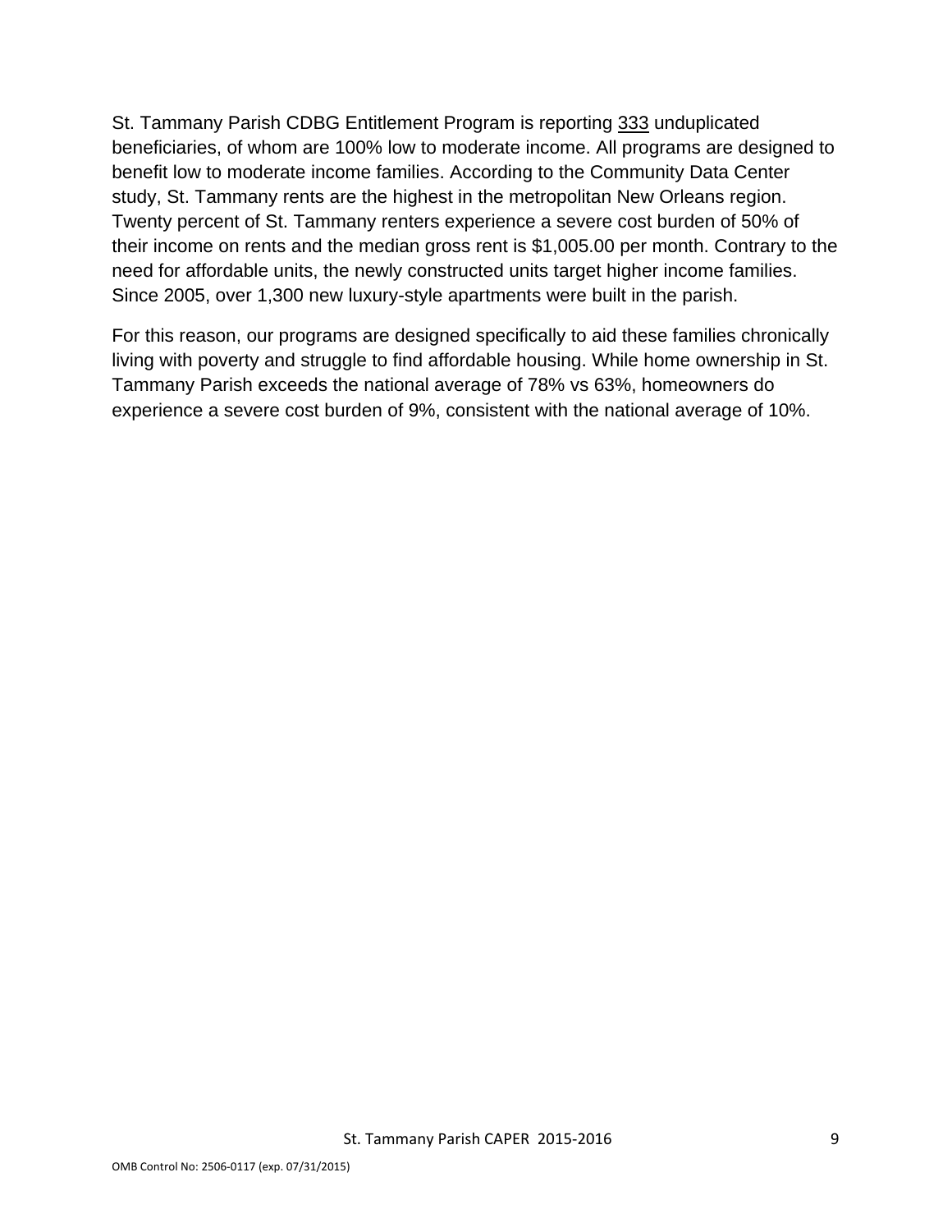St. Tammany Parish CDBG Entitlement Program is reporting 333 unduplicated beneficiaries, of whom are 100% low to moderate income. All programs are designed to benefit low to moderate income families. According to the Community Data Center study, St. Tammany rents are the highest in the metropolitan New Orleans region. Twenty percent of St. Tammany renters experience a severe cost burden of 50% of their income on rents and the median gross rent is $1,005.00 per month. Contrary to the need for affordable units, the newly constructed units target higher income families. Since 2005, over 1,300 new luxury-style apartments were built in the parish.

For this reason, our programs are designed specifically to aid these families chronically living with poverty and struggle to find affordable housing. While home ownership in St. Tammany Parish exceeds the national average of 78% vs 63%, homeowners do experience a severe cost burden of 9%, consistent with the national average of 10%.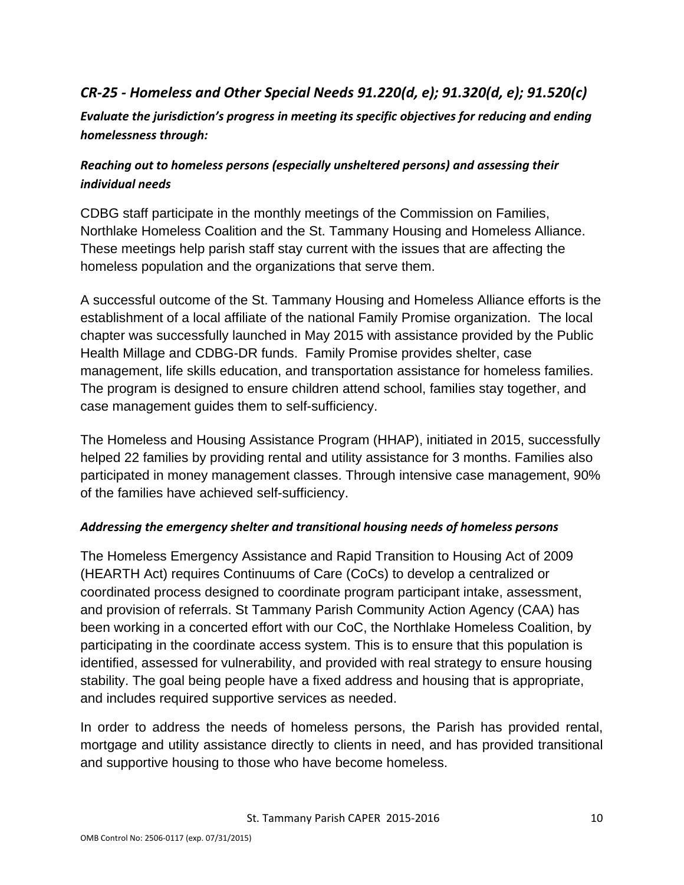## *CR-25 - Homeless and Other Special Needs 91.220(d, e); 91.320(d, e); 91.520(c)*

***Evaluate the jurisdiction's progress in meeting its specific objectives for reducing and ending homelessness through:***

### *Reaching out to homeless persons (especially unsheltered persons) and assessing their individual needs*

CDBG staff participate in the monthly meetings of the Commission on Families, Northlake Homeless Coalition and the St. Tammany Housing and Homeless Alliance. These meetings help parish staff stay current with the issues that are affecting the homeless population and the organizations that serve them.

A successful outcome of the St. Tammany Housing and Homeless Alliance efforts is the establishment of a local affiliate of the national Family Promise organization. The local chapter was successfully launched in May 2015 with assistance provided by the Public Health Millage and CDBG-DR funds. Family Promise provides shelter, case management, life skills education, and transportation assistance for homeless families. The program is designed to ensure children attend school, families stay together, and case management guides them to self-sufficiency.

The Homeless and Housing Assistance Program (HHAP), initiated in 2015, successfully helped 22 families by providing rental and utility assistance for 3 months. Families also participated in money management classes. Through intensive case management, 90% of the families have achieved self-sufficiency.

### *Addressing the emergency shelter and transitional housing needs of homeless persons*

The Homeless Emergency Assistance and Rapid Transition to Housing Act of 2009 (HEARTH Act) requires Continuums of Care (CoCs) to develop a centralized or coordinated process designed to coordinate program participant intake, assessment, and provision of referrals. St Tammany Parish Community Action Agency (CAA) has been working in a concerted effort with our CoC, the Northlake Homeless Coalition, by participating in the coordinate access system. This is to ensure that this population is identified, assessed for vulnerability, and provided with real strategy to ensure housing stability. The goal being people have a fixed address and housing that is appropriate, and includes required supportive services as needed.

In order to address the needs of homeless persons, the Parish has provided rental, mortgage and utility assistance directly to clients in need, and has provided transitional and supportive housing to those who have become homeless.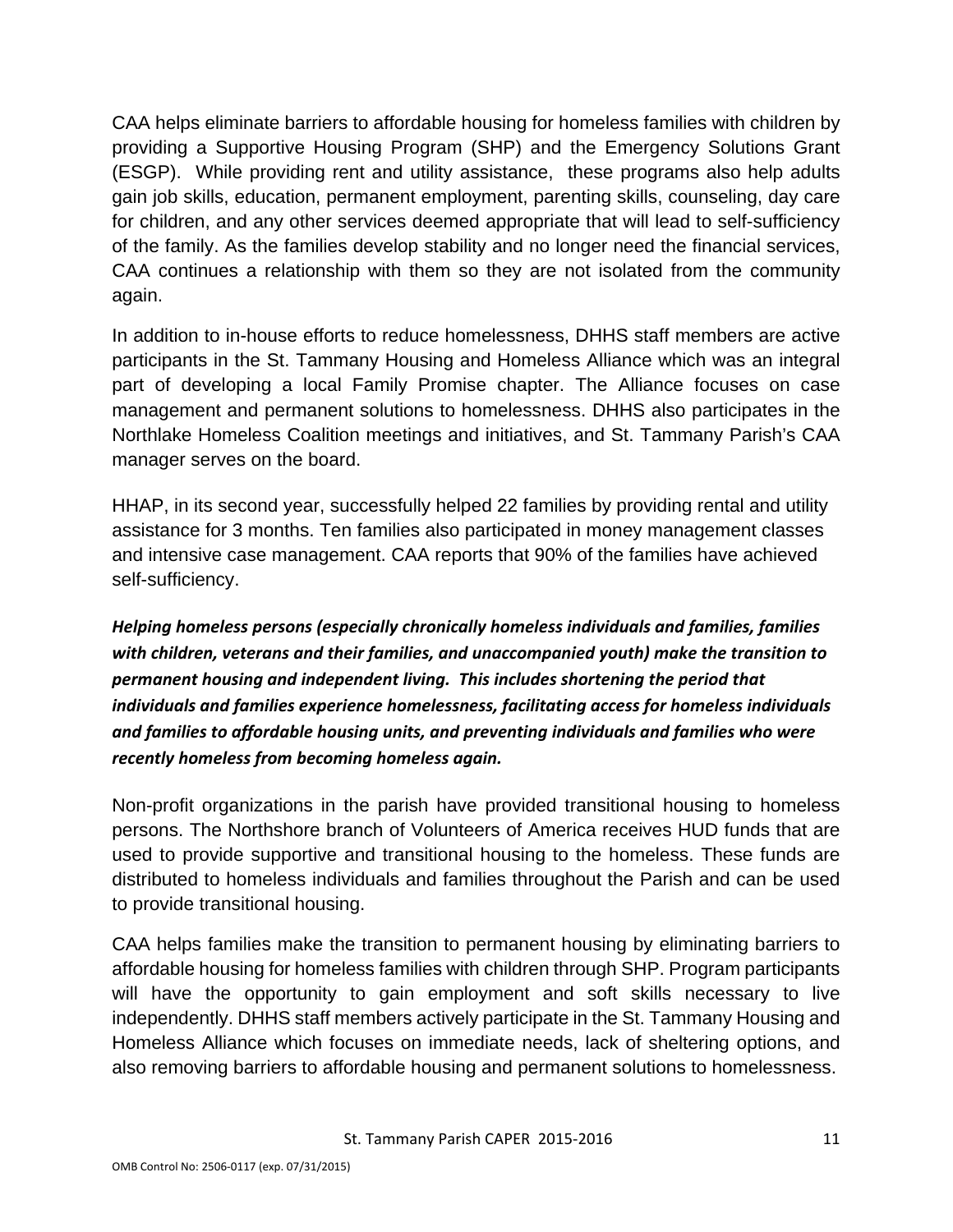CAA helps eliminate barriers to affordable housing for homeless families with children by providing a Supportive Housing Program (SHP) and the Emergency Solutions Grant (ESGP). While providing rent and utility assistance, these programs also help adults gain job skills, education, permanent employment, parenting skills, counseling, day care for children, and any other services deemed appropriate that will lead to self-sufficiency of the family. As the families develop stability and no longer need the financial services, CAA continues a relationship with them so they are not isolated from the community again.

In addition to in-house efforts to reduce homelessness, DHHS staff members are active participants in the St. Tammany Housing and Homeless Alliance which was an integral part of developing a local Family Promise chapter. The Alliance focuses on case management and permanent solutions to homelessness. DHHS also participates in the Northlake Homeless Coalition meetings and initiatives, and St. Tammany Parish's CAA manager serves on the board.

HHAP, in its second year, successfully helped 22 families by providing rental and utility assistance for 3 months. Ten families also participated in money management classes and intensive case management. CAA reports that 90% of the families have achieved self-sufficiency.

***Helping homeless persons (especially chronically homeless individuals and families, families with children, veterans and their families, and unaccompanied youth) make the transition to permanent housing and independent living. This includes shortening the period that individuals and families experience homelessness, facilitating access for homeless individuals and families to affordable housing units, and preventing individuals and families who were recently homeless from becoming homeless again.***

Non-profit organizations in the parish have provided transitional housing to homeless persons. The Northshore branch of Volunteers of America receives HUD funds that are used to provide supportive and transitional housing to the homeless. These funds are distributed to homeless individuals and families throughout the Parish and can be used to provide transitional housing.

CAA helps families make the transition to permanent housing by eliminating barriers to affordable housing for homeless families with children through SHP. Program participants will have the opportunity to gain employment and soft skills necessary to live independently. DHHS staff members actively participate in the St. Tammany Housing and Homeless Alliance which focuses on immediate needs, lack of sheltering options, and also removing barriers to affordable housing and permanent solutions to homelessness.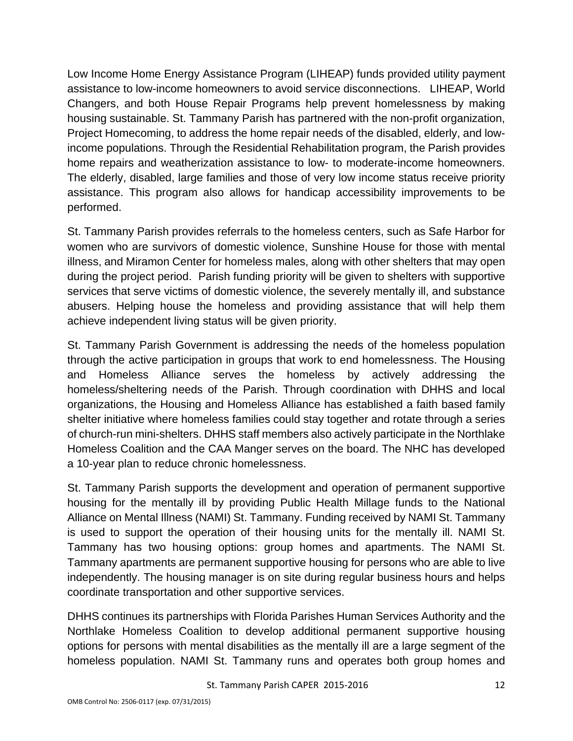Low Income Home Energy Assistance Program (LIHEAP) funds provided utility payment assistance to low-income homeowners to avoid service disconnections. LIHEAP, World Changers, and both House Repair Programs help prevent homelessness by making housing sustainable. St. Tammany Parish has partnered with the non-profit organization, Project Homecoming, to address the home repair needs of the disabled, elderly, and low-income populations. Through the Residential Rehabilitation program, the Parish provides home repairs and weatherization assistance to low- to moderate-income homeowners. The elderly, disabled, large families and those of very low income status receive priority assistance. This program also allows for handicap accessibility improvements to be performed.

St. Tammany Parish provides referrals to the homeless centers, such as Safe Harbor for women who are survivors of domestic violence, Sunshine House for those with mental illness, and Miramon Center for homeless males, along with other shelters that may open during the project period. Parish funding priority will be given to shelters with supportive services that serve victims of domestic violence, the severely mentally ill, and substance abusers. Helping house the homeless and providing assistance that will help them achieve independent living status will be given priority.

St. Tammany Parish Government is addressing the needs of the homeless population through the active participation in groups that work to end homelessness. The Housing and Homeless Alliance serves the homeless by actively addressing the homeless/sheltering needs of the Parish. Through coordination with DHHS and local organizations, the Housing and Homeless Alliance has established a faith based family shelter initiative where homeless families could stay together and rotate through a series of church-run mini-shelters. DHHS staff members also actively participate in the Northlake Homeless Coalition and the CAA Manger serves on the board. The NHC has developed a 10-year plan to reduce chronic homelessness.

St. Tammany Parish supports the development and operation of permanent supportive housing for the mentally ill by providing Public Health Millage funds to the National Alliance on Mental Illness (NAMI) St. Tammany. Funding received by NAMI St. Tammany is used to support the operation of their housing units for the mentally ill. NAMI St. Tammany has two housing options: group homes and apartments. The NAMI St. Tammany apartments are permanent supportive housing for persons who are able to live independently. The housing manager is on site during regular business hours and helps coordinate transportation and other supportive services.

DHHS continues its partnerships with Florida Parishes Human Services Authority and the Northlake Homeless Coalition to develop additional permanent supportive housing options for persons with mental disabilities as the mentally ill are a large segment of the homeless population. NAMI St. Tammany runs and operates both group homes and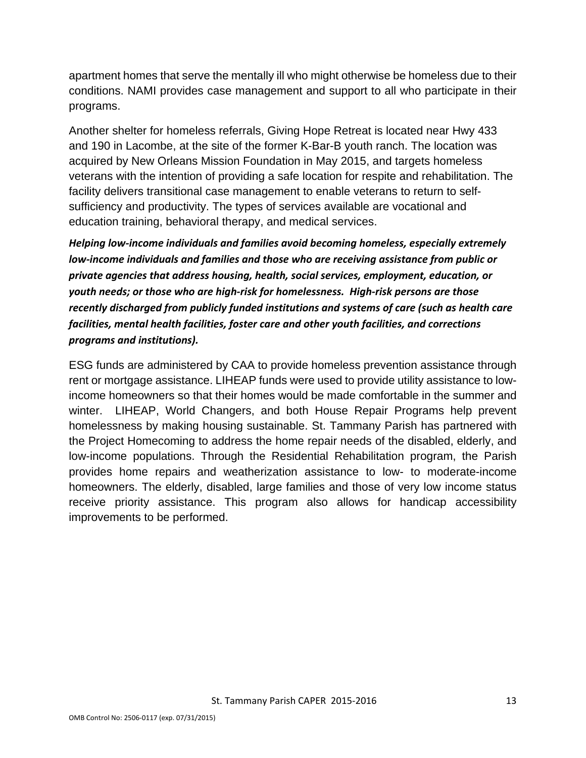apartment homes that serve the mentally ill who might otherwise be homeless due to their conditions. NAMI provides case management and support to all who participate in their programs.

Another shelter for homeless referrals, Giving Hope Retreat is located near Hwy 433 and 190 in Lacombe, at the site of the former K-Bar-B youth ranch. The location was acquired by New Orleans Mission Foundation in May 2015, and targets homeless veterans with the intention of providing a safe location for respite and rehabilitation. The facility delivers transitional case management to enable veterans to return to self-sufficiency and productivity. The types of services available are vocational and education training, behavioral therapy, and medical services.

***Helping low-income individuals and families avoid becoming homeless, especially extremely low-income individuals and families and those who are receiving assistance from public or private agencies that address housing, health, social services, employment, education, or youth needs; or those who are high-risk for homelessness. High-risk persons are those recently discharged from publicly funded institutions and systems of care (such as health care facilities, mental health facilities, foster care and other youth facilities, and corrections programs and institutions).***

ESG funds are administered by CAA to provide homeless prevention assistance through rent or mortgage assistance. LIHEAP funds were used to provide utility assistance to low-income homeowners so that their homes would be made comfortable in the summer and winter. LIHEAP, World Changers, and both House Repair Programs help prevent homelessness by making housing sustainable. St. Tammany Parish has partnered with the Project Homecoming to address the home repair needs of the disabled, elderly, and low-income populations. Through the Residential Rehabilitation program, the Parish provides home repairs and weatherization assistance to low- to moderate-income homeowners. The elderly, disabled, large families and those of very low income status receive priority assistance. This program also allows for handicap accessibility improvements to be performed.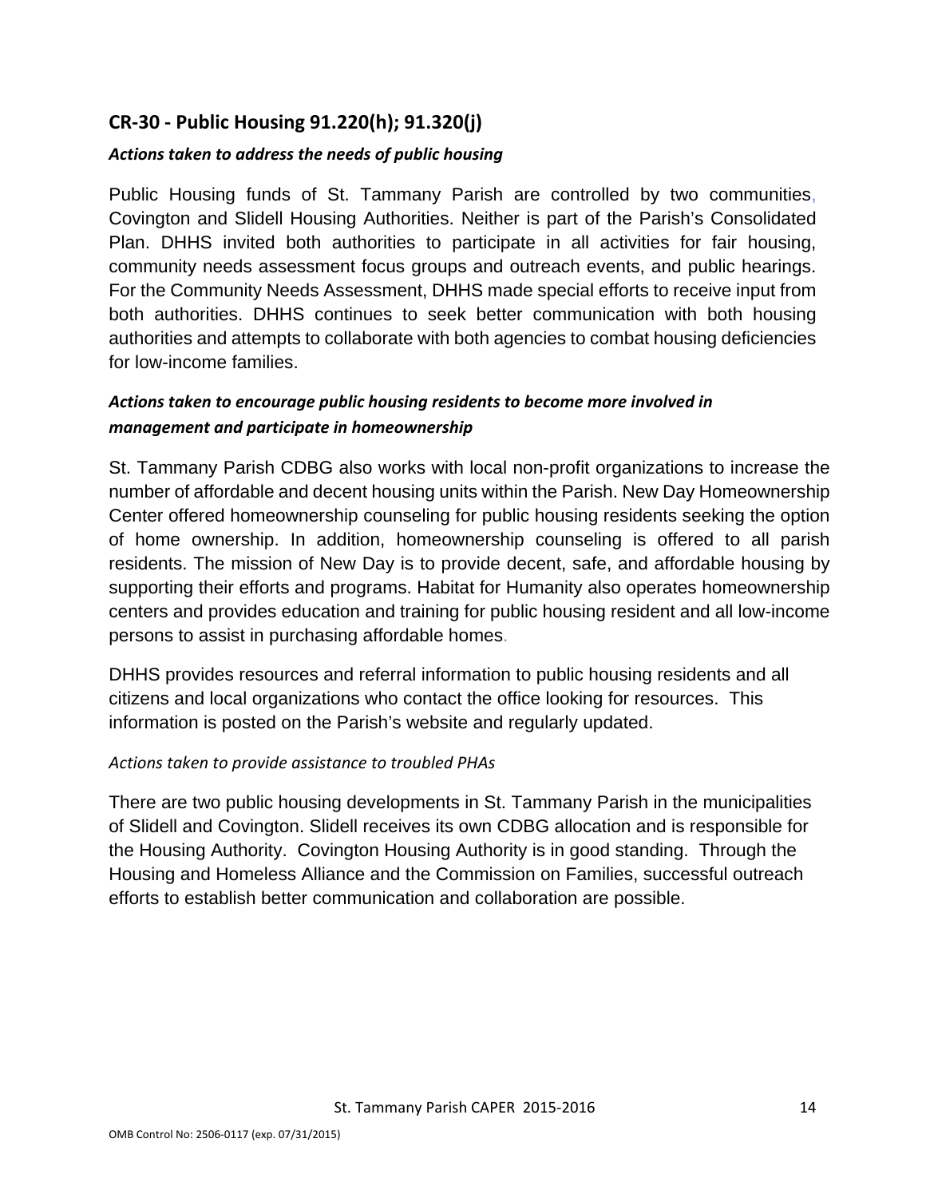## CR-30 - Public Housing 91.220(h); 91.320(j)

***Actions taken to address the needs of public housing***

Public Housing funds of St. Tammany Parish are controlled by two communities, Covington and Slidell Housing Authorities. Neither is part of the Parish's Consolidated Plan. DHHS invited both authorities to participate in all activities for fair housing, community needs assessment focus groups and outreach events, and public hearings. For the Community Needs Assessment, DHHS made special efforts to receive input from both authorities. DHHS continues to seek better communication with both housing authorities and attempts to collaborate with both agencies to combat housing deficiencies for low-income families.

***Actions taken to encourage public housing residents to become more involved in management and participate in homeownership***

St. Tammany Parish CDBG also works with local non-profit organizations to increase the number of affordable and decent housing units within the Parish. New Day Homeownership Center offered homeownership counseling for public housing residents seeking the option of home ownership. In addition, homeownership counseling is offered to all parish residents. The mission of New Day is to provide decent, safe, and affordable housing by supporting their efforts and programs. Habitat for Humanity also operates homeownership centers and provides education and training for public housing resident and all low-income persons to assist in purchasing affordable homes.

DHHS provides resources and referral information to public housing residents and all citizens and local organizations who contact the office looking for resources. This information is posted on the Parish's website and regularly updated.

*Actions taken to provide assistance to troubled PHAs*

There are two public housing developments in St. Tammany Parish in the municipalities of Slidell and Covington. Slidell receives its own CDBG allocation and is responsible for the Housing Authority. Covington Housing Authority is in good standing. Through the Housing and Homeless Alliance and the Commission on Families, successful outreach efforts to establish better communication and collaboration are possible.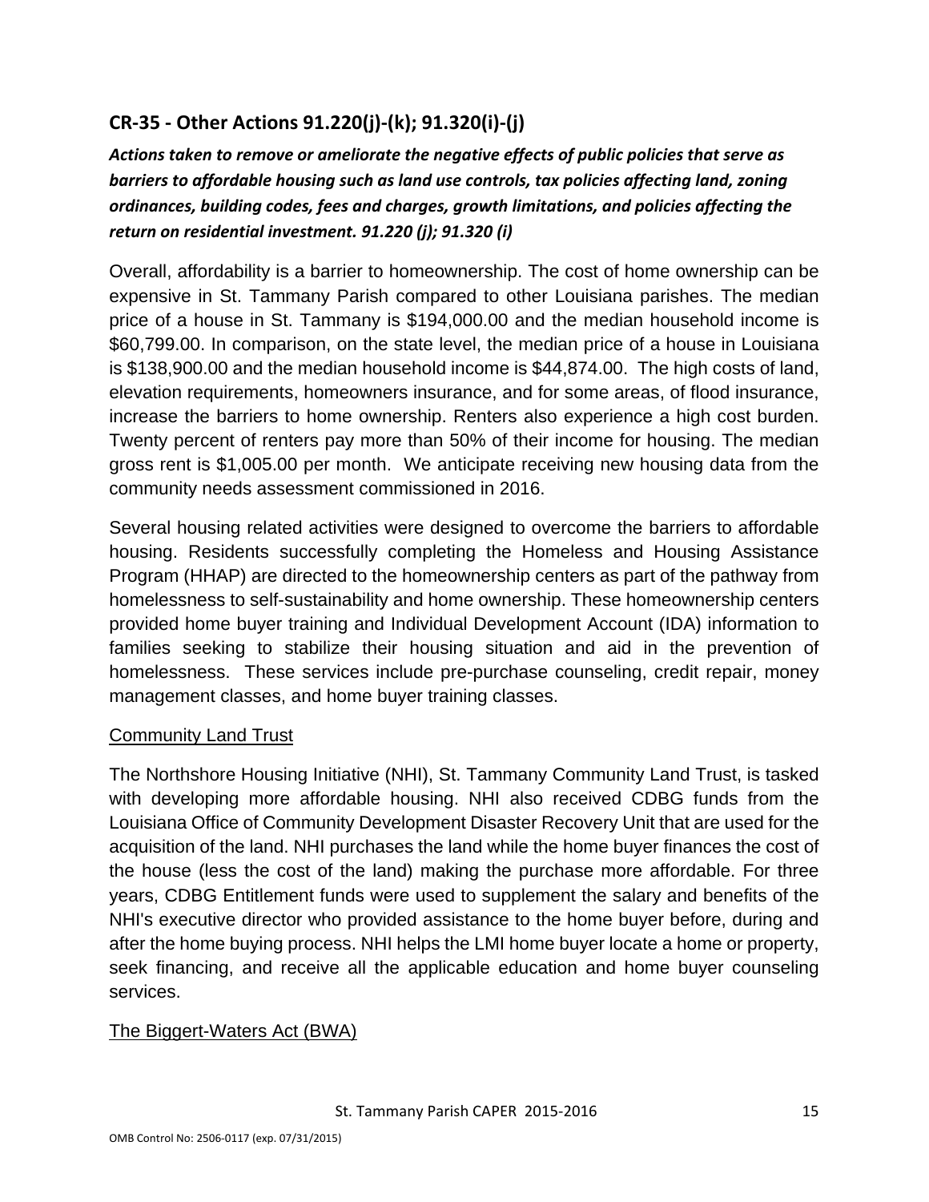## CR-35 - Other Actions 91.220(j)-(k); 91.320(i)-(j)

***Actions taken to remove or ameliorate the negative effects of public policies that serve as barriers to affordable housing such as land use controls, tax policies affecting land, zoning ordinances, building codes, fees and charges, growth limitations, and policies affecting the return on residential investment. 91.220 (j); 91.320 (i)***

Overall, affordability is a barrier to homeownership. The cost of home ownership can be expensive in St. Tammany Parish compared to other Louisiana parishes. The median price of a house in St. Tammany is $194,000.00 and the median household income is $60,799.00. In comparison, on the state level, the median price of a house in Louisiana is $138,900.00 and the median household income is $44,874.00. The high costs of land, elevation requirements, homeowners insurance, and for some areas, of flood insurance, increase the barriers to home ownership. Renters also experience a high cost burden. Twenty percent of renters pay more than 50% of their income for housing. The median gross rent is $1,005.00 per month. We anticipate receiving new housing data from the community needs assessment commissioned in 2016.

Several housing related activities were designed to overcome the barriers to affordable housing. Residents successfully completing the Homeless and Housing Assistance Program (HHAP) are directed to the homeownership centers as part of the pathway from homelessness to self-sustainability and home ownership. These homeownership centers provided home buyer training and Individual Development Account (IDA) information to families seeking to stabilize their housing situation and aid in the prevention of homelessness. These services include pre-purchase counseling, credit repair, money management classes, and home buyer training classes.

Community Land Trust

The Northshore Housing Initiative (NHI), St. Tammany Community Land Trust, is tasked with developing more affordable housing. NHI also received CDBG funds from the Louisiana Office of Community Development Disaster Recovery Unit that are used for the acquisition of the land. NHI purchases the land while the home buyer finances the cost of the house (less the cost of the land) making the purchase more affordable. For three years, CDBG Entitlement funds were used to supplement the salary and benefits of the NHI's executive director who provided assistance to the home buyer before, during and after the home buying process. NHI helps the LMI home buyer locate a home or property, seek financing, and receive all the applicable education and home buyer counseling services.

The Biggert-Waters Act (BWA)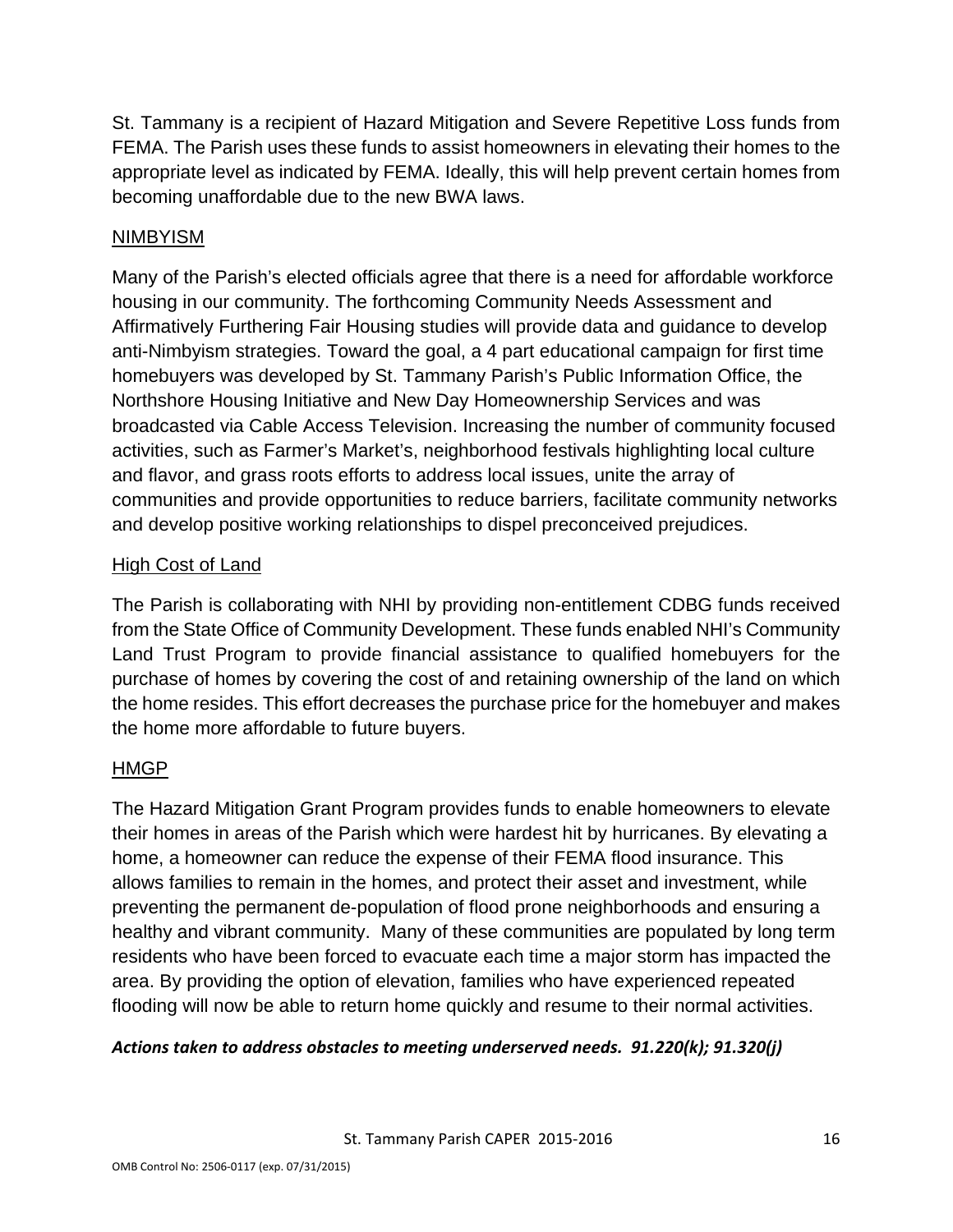St. Tammany is a recipient of Hazard Mitigation and Severe Repetitive Loss funds from FEMA. The Parish uses these funds to assist homeowners in elevating their homes to the appropriate level as indicated by FEMA. Ideally, this will help prevent certain homes from becoming unaffordable due to the new BWA laws.

<u>NIMBYISM</u>

Many of the Parish's elected officials agree that there is a need for affordable workforce housing in our community. The forthcoming Community Needs Assessment and Affirmatively Furthering Fair Housing studies will provide data and guidance to develop anti-Nimbyism strategies. Toward the goal, a 4 part educational campaign for first time homebuyers was developed by St. Tammany Parish's Public Information Office, the Northshore Housing Initiative and New Day Homeownership Services and was broadcasted via Cable Access Television. Increasing the number of community focused activities, such as Farmer's Market's, neighborhood festivals highlighting local culture and flavor, and grass roots efforts to address local issues, unite the array of communities and provide opportunities to reduce barriers, facilitate community networks and develop positive working relationships to dispel preconceived prejudices.

<u>High Cost of Land</u>

The Parish is collaborating with NHI by providing non-entitlement CDBG funds received from the State Office of Community Development. These funds enabled NHI's Community Land Trust Program to provide financial assistance to qualified homebuyers for the purchase of homes by covering the cost of and retaining ownership of the land on which the home resides. This effort decreases the purchase price for the homebuyer and makes the home more affordable to future buyers.

<u>HMGP</u>

The Hazard Mitigation Grant Program provides funds to enable homeowners to elevate their homes in areas of the Parish which were hardest hit by hurricanes. By elevating a home, a homeowner can reduce the expense of their FEMA flood insurance. This allows families to remain in the homes, and protect their asset and investment, while preventing the permanent de-population of flood prone neighborhoods and ensuring a healthy and vibrant community. Many of these communities are populated by long term residents who have been forced to evacuate each time a major storm has impacted the area. By providing the option of elevation, families who have experienced repeated flooding will now be able to return home quickly and resume to their normal activities.

***Actions taken to address obstacles to meeting underserved needs. 91.220(k); 91.320(j)***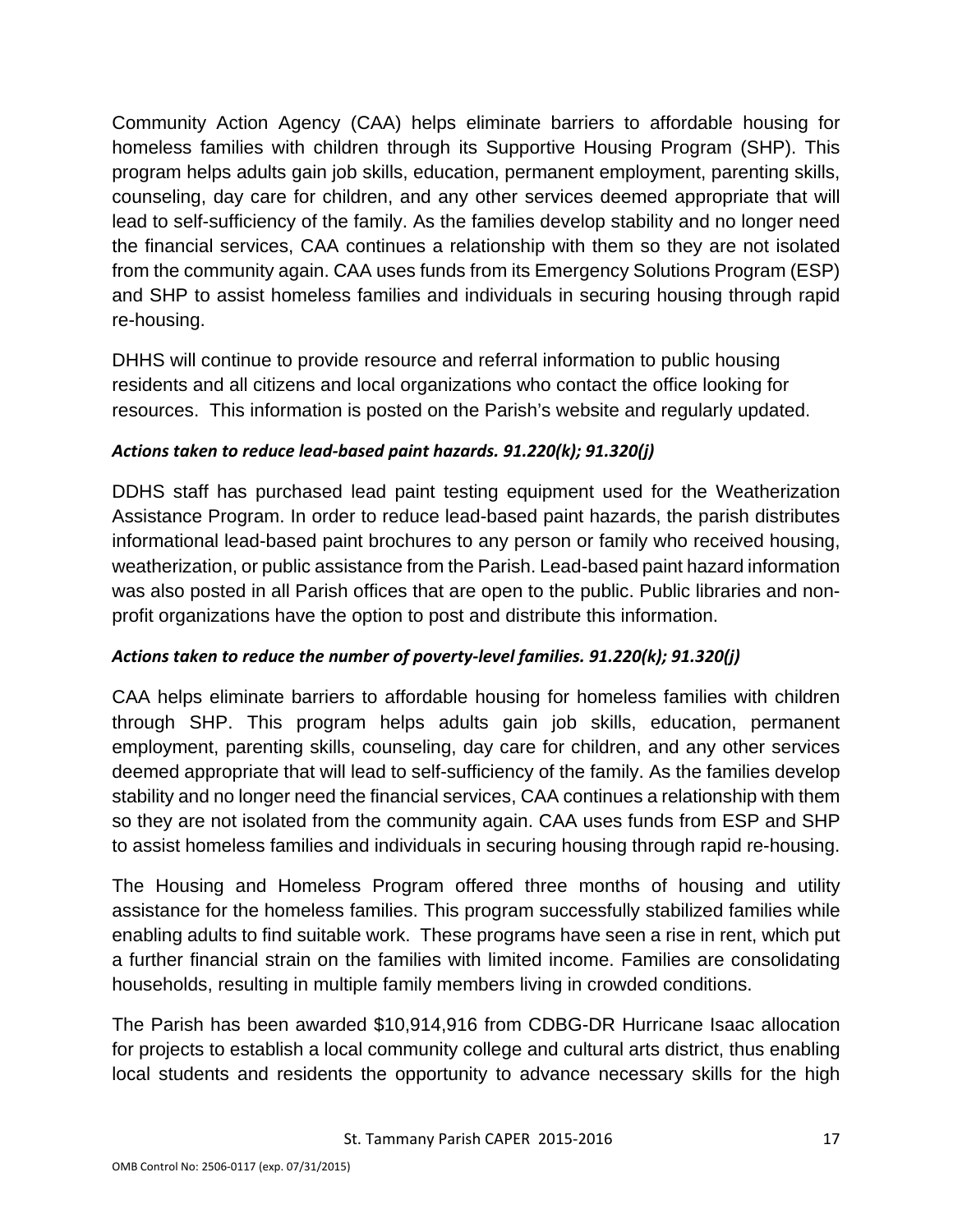Community Action Agency (CAA) helps eliminate barriers to affordable housing for homeless families with children through its Supportive Housing Program (SHP). This program helps adults gain job skills, education, permanent employment, parenting skills, counseling, day care for children, and any other services deemed appropriate that will lead to self-sufficiency of the family. As the families develop stability and no longer need the financial services, CAA continues a relationship with them so they are not isolated from the community again. CAA uses funds from its Emergency Solutions Program (ESP) and SHP to assist homeless families and individuals in securing housing through rapid re-housing.

DHHS will continue to provide resource and referral information to public housing residents and all citizens and local organizations who contact the office looking for resources. This information is posted on the Parish's website and regularly updated.

***Actions taken to reduce lead-based paint hazards. 91.220(k); 91.320(j)***

DDHS staff has purchased lead paint testing equipment used for the Weatherization Assistance Program. In order to reduce lead-based paint hazards, the parish distributes informational lead-based paint brochures to any person or family who received housing, weatherization, or public assistance from the Parish. Lead-based paint hazard information was also posted in all Parish offices that are open to the public. Public libraries and non-profit organizations have the option to post and distribute this information.

***Actions taken to reduce the number of poverty-level families. 91.220(k); 91.320(j)***

CAA helps eliminate barriers to affordable housing for homeless families with children through SHP. This program helps adults gain job skills, education, permanent employment, parenting skills, counseling, day care for children, and any other services deemed appropriate that will lead to self-sufficiency of the family. As the families develop stability and no longer need the financial services, CAA continues a relationship with them so they are not isolated from the community again. CAA uses funds from ESP and SHP to assist homeless families and individuals in securing housing through rapid re-housing.

The Housing and Homeless Program offered three months of housing and utility assistance for the homeless families. This program successfully stabilized families while enabling adults to find suitable work. These programs have seen a rise in rent, which put a further financial strain on the families with limited income. Families are consolidating households, resulting in multiple family members living in crowded conditions.

The Parish has been awarded $10,914,916 from CDBG-DR Hurricane Isaac allocation for projects to establish a local community college and cultural arts district, thus enabling local students and residents the opportunity to advance necessary skills for the high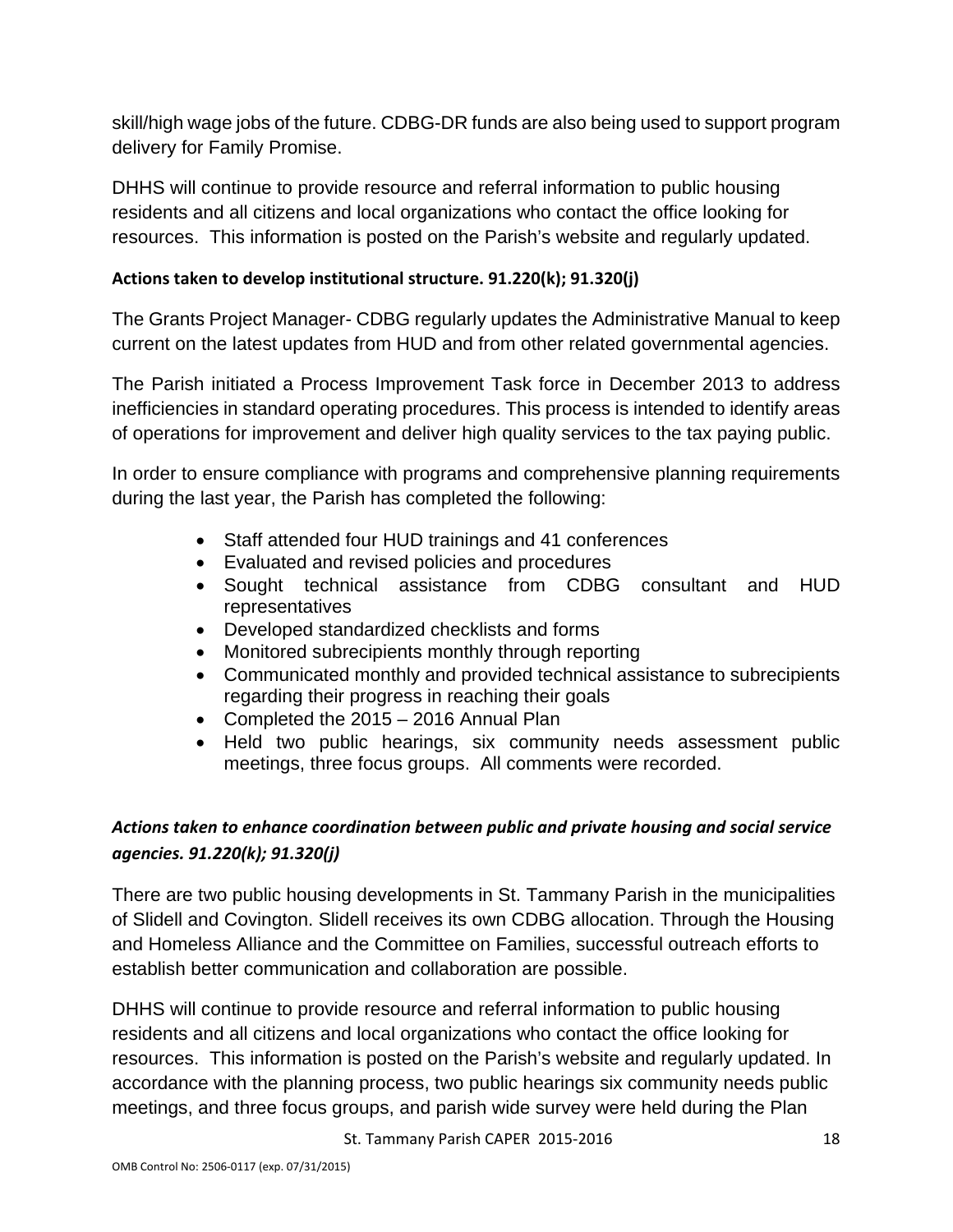skill/high wage jobs of the future. CDBG-DR funds are also being used to support program delivery for Family Promise.

DHHS will continue to provide resource and referral information to public housing residents and all citizens and local organizations who contact the office looking for resources. This information is posted on the Parish's website and regularly updated.

**Actions taken to develop institutional structure. 91.220(k); 91.320(j)**

The Grants Project Manager- CDBG regularly updates the Administrative Manual to keep current on the latest updates from HUD and from other related governmental agencies.

The Parish initiated a Process Improvement Task force in December 2013 to address inefficiencies in standard operating procedures. This process is intended to identify areas of operations for improvement and deliver high quality services to the tax paying public.

In order to ensure compliance with programs and comprehensive planning requirements during the last year, the Parish has completed the following:

- Staff attended four HUD trainings and 41 conferences
- Evaluated and revised policies and procedures
- Sought technical assistance from CDBG consultant and HUD representatives
- Developed standardized checklists and forms
- Monitored subrecipients monthly through reporting
- Communicated monthly and provided technical assistance to subrecipients regarding their progress in reaching their goals
- Completed the 2015 – 2016 Annual Plan
- Held two public hearings, six community needs assessment public meetings, three focus groups. All comments were recorded.

***Actions taken to enhance coordination between public and private housing and social service agencies. 91.220(k); 91.320(j)***

There are two public housing developments in St. Tammany Parish in the municipalities of Slidell and Covington. Slidell receives its own CDBG allocation. Through the Housing and Homeless Alliance and the Committee on Families, successful outreach efforts to establish better communication and collaboration are possible.

DHHS will continue to provide resource and referral information to public housing residents and all citizens and local organizations who contact the office looking for resources. This information is posted on the Parish's website and regularly updated. In accordance with the planning process, two public hearings six community needs public meetings, and three focus groups, and parish wide survey were held during the Plan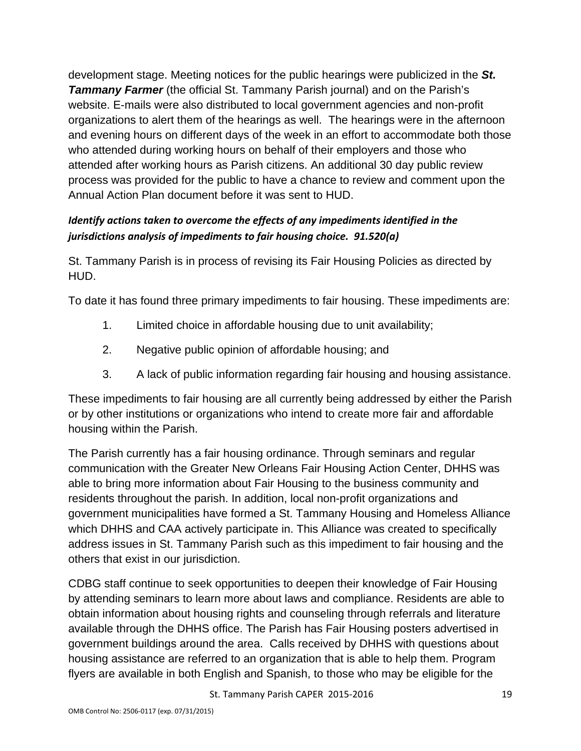development stage. Meeting notices for the public hearings were publicized in the ***St. Tammany Farmer*** (the official St. Tammany Parish journal) and on the Parish's website. E-mails were also distributed to local government agencies and non-profit organizations to alert them of the hearings as well. The hearings were in the afternoon and evening hours on different days of the week in an effort to accommodate both those who attended during working hours on behalf of their employers and those who attended after working hours as Parish citizens. An additional 30 day public review process was provided for the public to have a chance to review and comment upon the Annual Action Plan document before it was sent to HUD.

***Identify actions taken to overcome the effects of any impediments identified in the jurisdictions analysis of impediments to fair housing choice. 91.520(a)***

St. Tammany Parish is in process of revising its Fair Housing Policies as directed by HUD.

To date it has found three primary impediments to fair housing. These impediments are:

1. Limited choice in affordable housing due to unit availability;
2. Negative public opinion of affordable housing; and
3. A lack of public information regarding fair housing and housing assistance.

These impediments to fair housing are all currently being addressed by either the Parish or by other institutions or organizations who intend to create more fair and affordable housing within the Parish.

The Parish currently has a fair housing ordinance. Through seminars and regular communication with the Greater New Orleans Fair Housing Action Center, DHHS was able to bring more information about Fair Housing to the business community and residents throughout the parish. In addition, local non-profit organizations and government municipalities have formed a St. Tammany Housing and Homeless Alliance which DHHS and CAA actively participate in. This Alliance was created to specifically address issues in St. Tammany Parish such as this impediment to fair housing and the others that exist in our jurisdiction.

CDBG staff continue to seek opportunities to deepen their knowledge of Fair Housing by attending seminars to learn more about laws and compliance. Residents are able to obtain information about housing rights and counseling through referrals and literature available through the DHHS office. The Parish has Fair Housing posters advertised in government buildings around the area. Calls received by DHHS with questions about housing assistance are referred to an organization that is able to help them. Program flyers are available in both English and Spanish, to those who may be eligible for the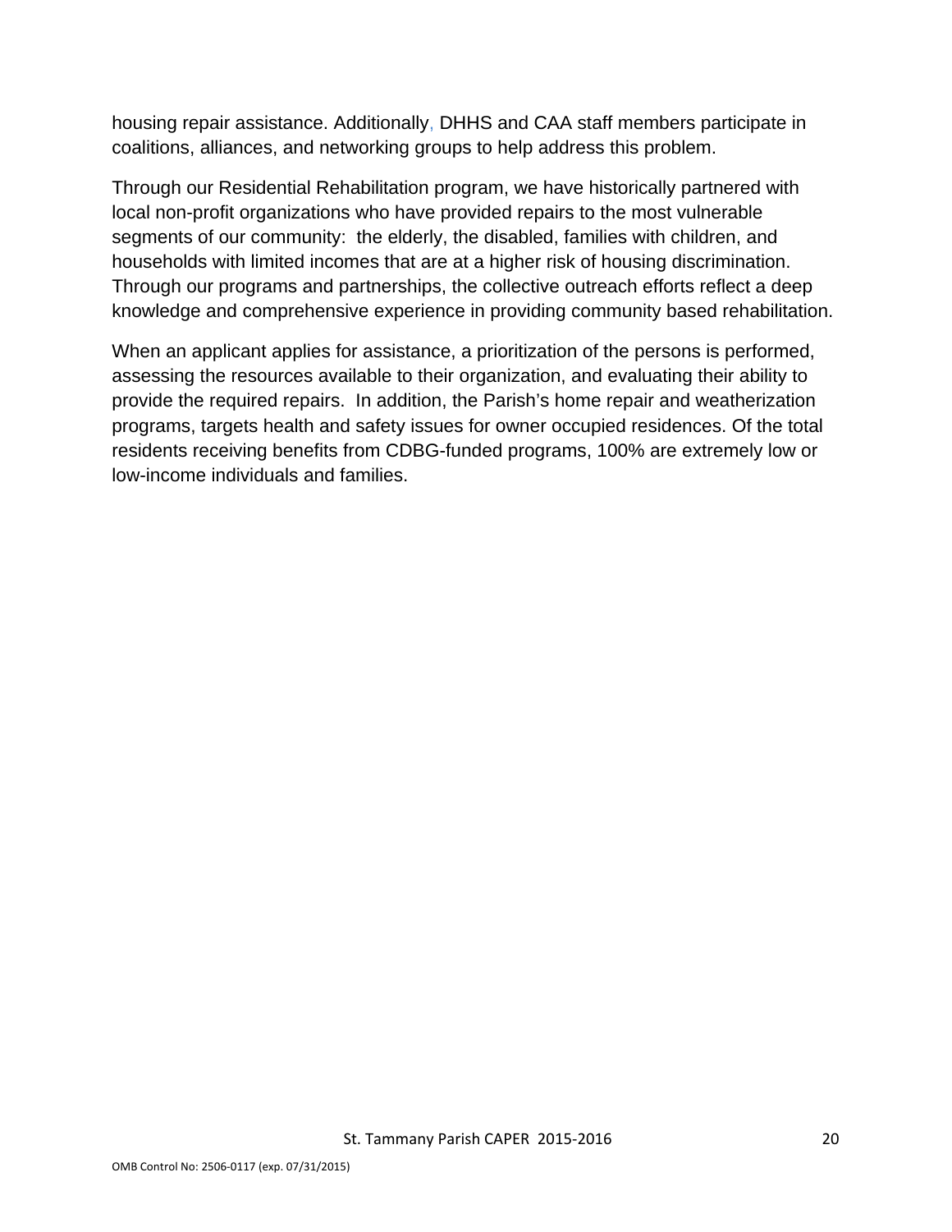housing repair assistance. Additionally, DHHS and CAA staff members participate in coalitions, alliances, and networking groups to help address this problem.

Through our Residential Rehabilitation program, we have historically partnered with local non-profit organizations who have provided repairs to the most vulnerable segments of our community: the elderly, the disabled, families with children, and households with limited incomes that are at a higher risk of housing discrimination. Through our programs and partnerships, the collective outreach efforts reflect a deep knowledge and comprehensive experience in providing community based rehabilitation.

When an applicant applies for assistance, a prioritization of the persons is performed, assessing the resources available to their organization, and evaluating their ability to provide the required repairs. In addition, the Parish's home repair and weatherization programs, targets health and safety issues for owner occupied residences. Of the total residents receiving benefits from CDBG-funded programs, 100% are extremely low or low-income individuals and families.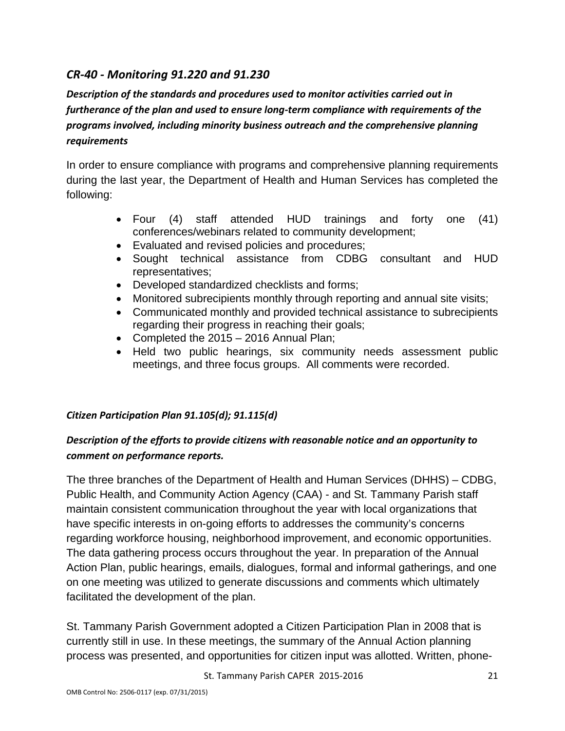## *CR-40 - Monitoring 91.220 and 91.230*

***Description of the standards and procedures used to monitor activities carried out in furtherance of the plan and used to ensure long-term compliance with requirements of the programs involved, including minority business outreach and the comprehensive planning requirements***

In order to ensure compliance with programs and comprehensive planning requirements during the last year, the Department of Health and Human Services has completed the following:

- Four (4) staff attended HUD trainings and forty one (41) conferences/webinars related to community development;
- Evaluated and revised policies and procedures;
- Sought technical assistance from CDBG consultant and HUD representatives;
- Developed standardized checklists and forms;
- Monitored subrecipients monthly through reporting and annual site visits;
- Communicated monthly and provided technical assistance to subrecipients regarding their progress in reaching their goals;
- Completed the 2015 – 2016 Annual Plan;
- Held two public hearings, six community needs assessment public meetings, and three focus groups. All comments were recorded.

***Citizen Participation Plan 91.105(d); 91.115(d)***

***Description of the efforts to provide citizens with reasonable notice and an opportunity to comment on performance reports.***

The three branches of the Department of Health and Human Services (DHHS) – CDBG, Public Health, and Community Action Agency (CAA) - and St. Tammany Parish staff maintain consistent communication throughout the year with local organizations that have specific interests in on-going efforts to addresses the community's concerns regarding workforce housing, neighborhood improvement, and economic opportunities. The data gathering process occurs throughout the year. In preparation of the Annual Action Plan, public hearings, emails, dialogues, formal and informal gatherings, and one on one meeting was utilized to generate discussions and comments which ultimately facilitated the development of the plan.

St. Tammany Parish Government adopted a Citizen Participation Plan in 2008 that is currently still in use. In these meetings, the summary of the Annual Action planning process was presented, and opportunities for citizen input was allotted. Written, phone-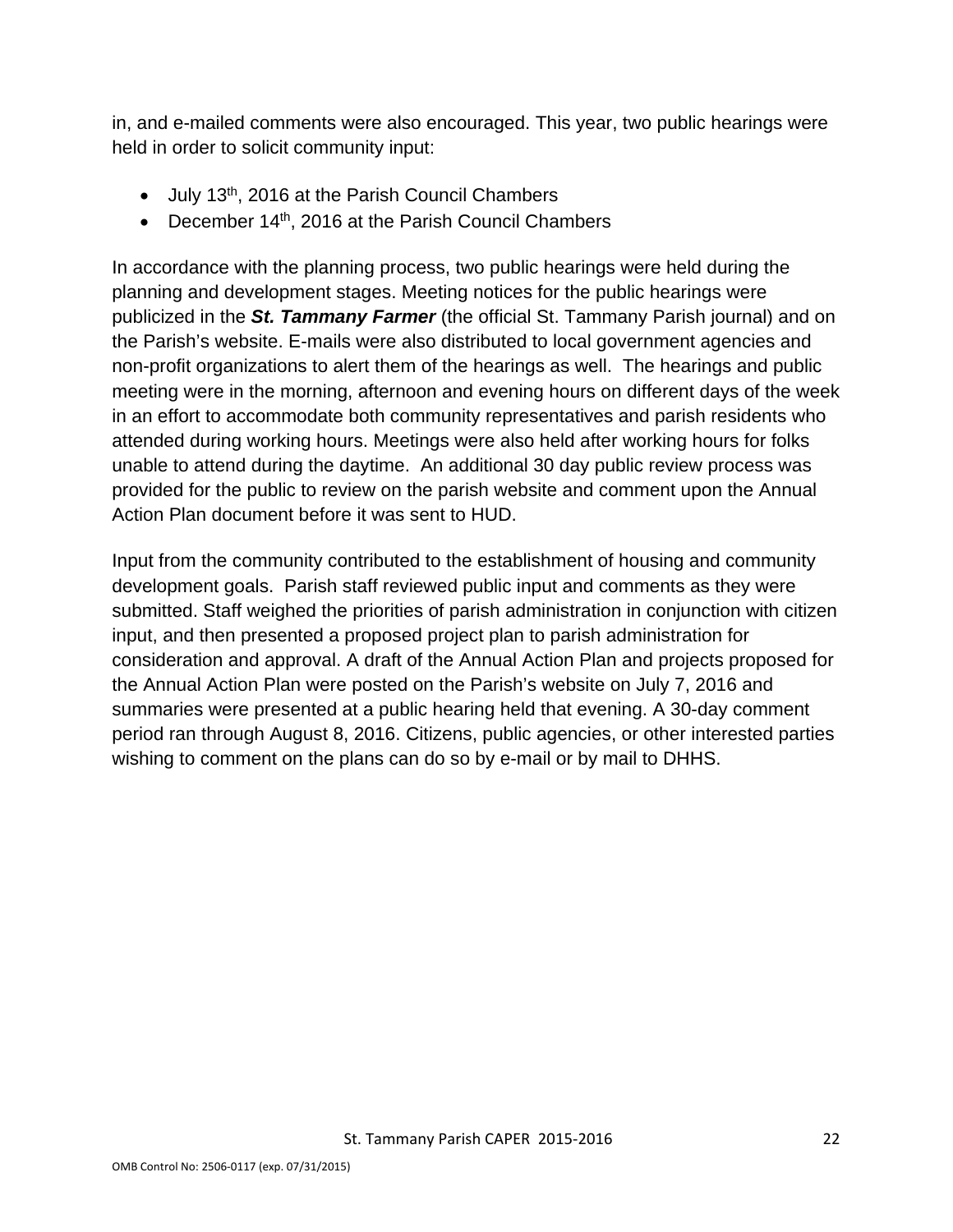in, and e-mailed comments were also encouraged. This year, two public hearings were held in order to solicit community input:

- July 13th, 2016 at the Parish Council Chambers
- December 14th, 2016 at the Parish Council Chambers

In accordance with the planning process, two public hearings were held during the planning and development stages. Meeting notices for the public hearings were publicized in the ***St. Tammany Farmer*** (the official St. Tammany Parish journal) and on the Parish's website. E-mails were also distributed to local government agencies and non-profit organizations to alert them of the hearings as well. The hearings and public meeting were in the morning, afternoon and evening hours on different days of the week in an effort to accommodate both community representatives and parish residents who attended during working hours. Meetings were also held after working hours for folks unable to attend during the daytime. An additional 30 day public review process was provided for the public to review on the parish website and comment upon the Annual Action Plan document before it was sent to HUD.

Input from the community contributed to the establishment of housing and community development goals. Parish staff reviewed public input and comments as they were submitted. Staff weighed the priorities of parish administration in conjunction with citizen input, and then presented a proposed project plan to parish administration for consideration and approval. A draft of the Annual Action Plan and projects proposed for the Annual Action Plan were posted on the Parish's website on July 7, 2016 and summaries were presented at a public hearing held that evening. A 30-day comment period ran through August 8, 2016. Citizens, public agencies, or other interested parties wishing to comment on the plans can do so by e-mail or by mail to DHHS.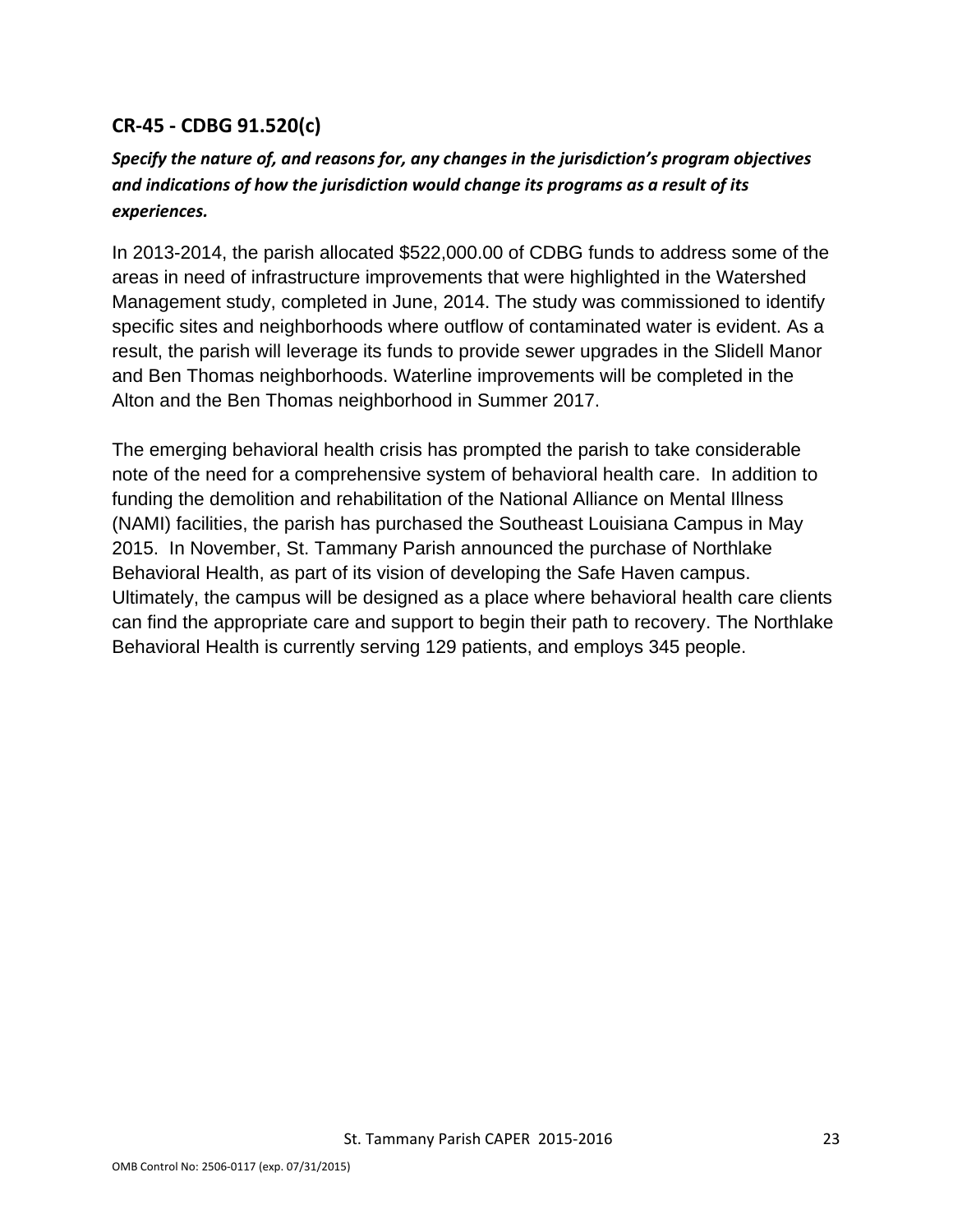## CR-45 - CDBG 91.520(c)

***Specify the nature of, and reasons for, any changes in the jurisdiction's program objectives and indications of how the jurisdiction would change its programs as a result of its experiences.***

In 2013-2014, the parish allocated $522,000.00 of CDBG funds to address some of the areas in need of infrastructure improvements that were highlighted in the Watershed Management study, completed in June, 2014. The study was commissioned to identify specific sites and neighborhoods where outflow of contaminated water is evident. As a result, the parish will leverage its funds to provide sewer upgrades in the Slidell Manor and Ben Thomas neighborhoods. Waterline improvements will be completed in the Alton and the Ben Thomas neighborhood in Summer 2017.

The emerging behavioral health crisis has prompted the parish to take considerable note of the need for a comprehensive system of behavioral health care. In addition to funding the demolition and rehabilitation of the National Alliance on Mental Illness (NAMI) facilities, the parish has purchased the Southeast Louisiana Campus in May 2015. In November, St. Tammany Parish announced the purchase of Northlake Behavioral Health, as part of its vision of developing the Safe Haven campus. Ultimately, the campus will be designed as a place where behavioral health care clients can find the appropriate care and support to begin their path to recovery. The Northlake Behavioral Health is currently serving 129 patients, and employs 345 people.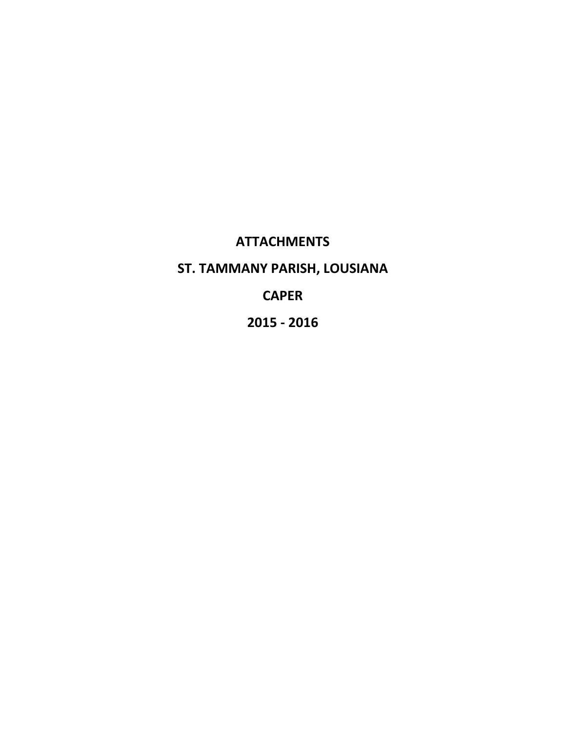# ATTACHMENTS

# ST. TAMMANY PARISH, LOUSIANA

# CAPER

# 2015 - 2016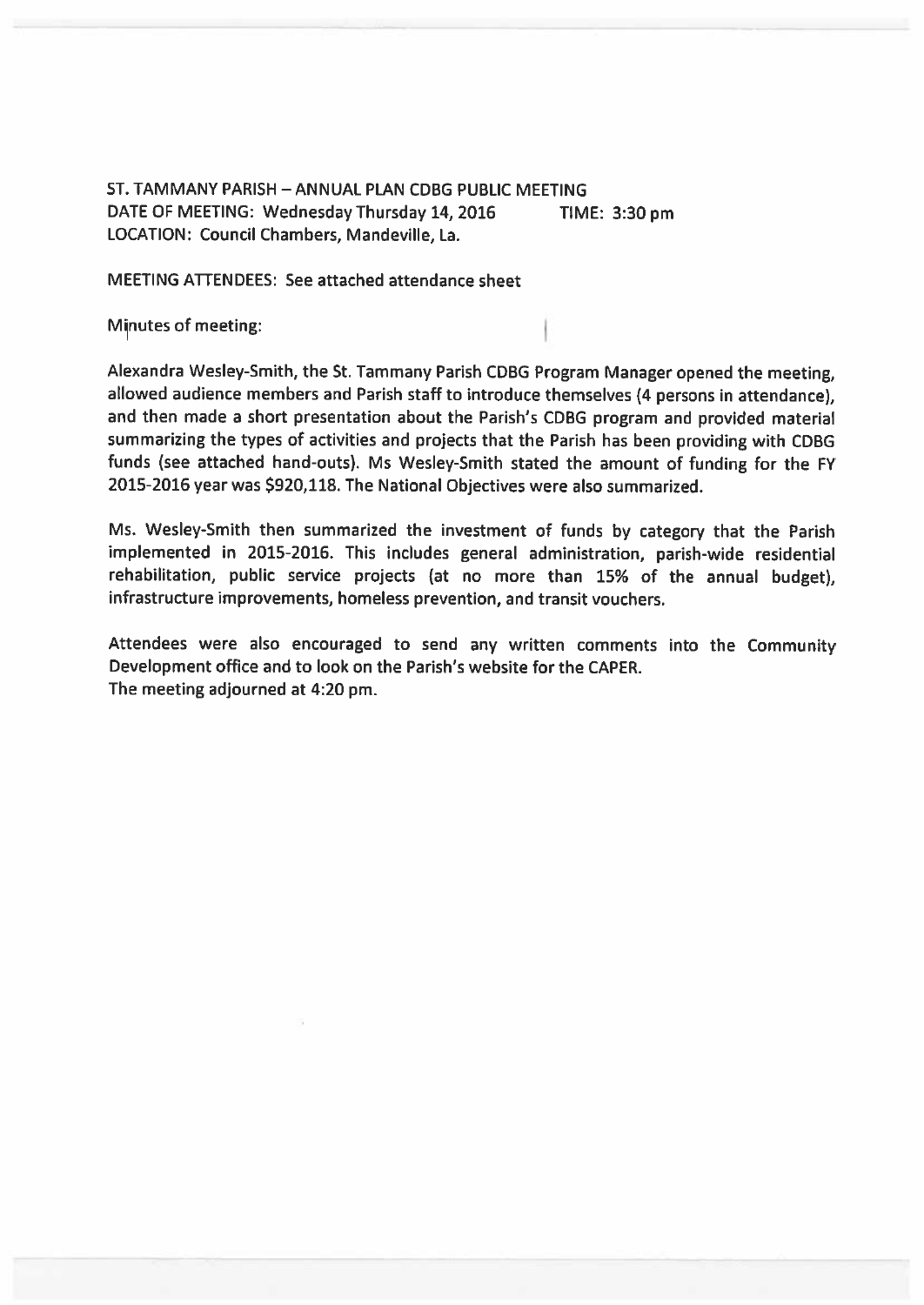ST. TAMMANY PARISH – ANNUAL PLAN CDBG PUBLIC MEETING
DATE OF MEETING: Wednesday Thursday 14, 2016 TIME: 3:30 pm
LOCATION: Council Chambers, Mandeville, La.

MEETING ATTENDEES: See attached attendance sheet

Minutes of meeting:

Alexandra Wesley-Smith, the St. Tammany Parish CDBG Program Manager opened the meeting, allowed audience members and Parish staff to introduce themselves (4 persons in attendance), and then made a short presentation about the Parish's CDBG program and provided material summarizing the types of activities and projects that the Parish has been providing with CDBG funds (see attached hand-outs). Ms Wesley-Smith stated the amount of funding for the FY 2015-2016 year was $920,118. The National Objectives were also summarized.

Ms. Wesley-Smith then summarized the investment of funds by category that the Parish implemented in 2015-2016. This includes general administration, parish-wide residential rehabilitation, public service projects (at no more than 15% of the annual budget), infrastructure improvements, homeless prevention, and transit vouchers.

Attendees were also encouraged to send any written comments into the Community Development office and to look on the Parish's website for the CAPER.
The meeting adjourned at 4:20 pm.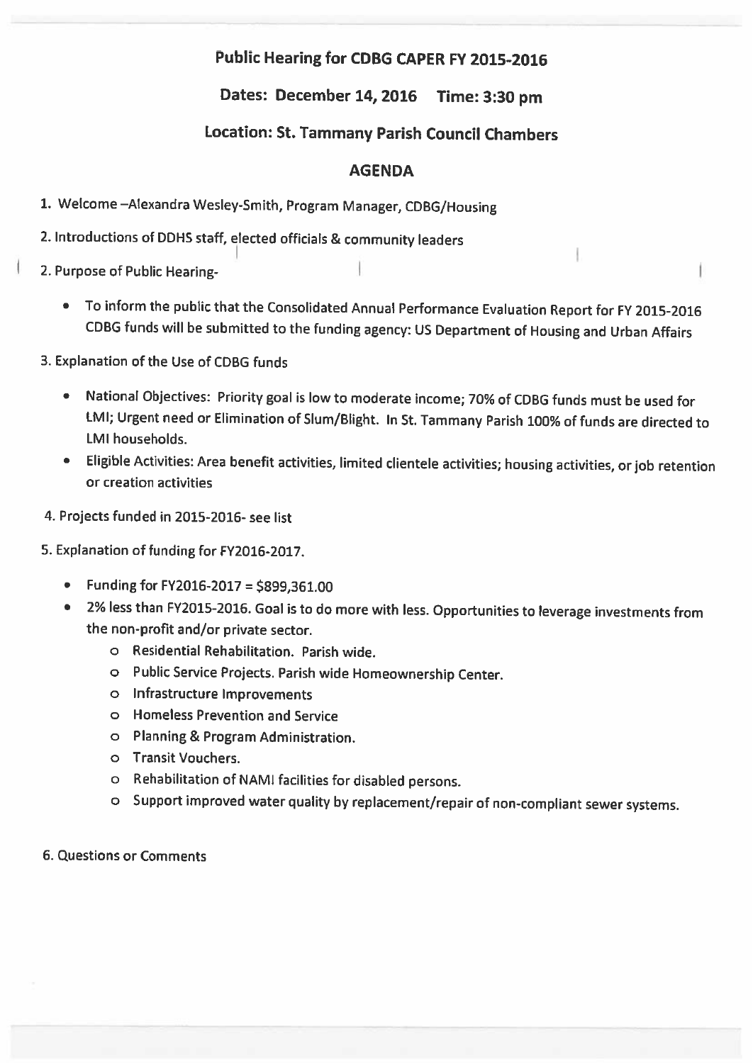# Public Hearing for CDBG CAPER FY 2015-2016

## Dates: December 14, 2016 Time: 3:30 pm

## Location: St. Tammany Parish Council Chambers

## AGENDA

1. Welcome –Alexandra Wesley-Smith, Program Manager, CDBG/Housing

2. Introductions of DDHS staff, elected officials & community leaders

2. Purpose of Public Hearing-

   - To inform the public that the Consolidated Annual Performance Evaluation Report for FY 2015-2016 CDBG funds will be submitted to the funding agency: US Department of Housing and Urban Affairs

3. Explanation of the Use of CDBG funds

   - National Objectives: Priority goal is low to moderate income; 70% of CDBG funds must be used for LMI; Urgent need or Elimination of Slum/Blight. In St. Tammany Parish 100% of funds are directed to LMI households.
   - Eligible Activities: Area benefit activities, limited clientele activities; housing activities, or job retention or creation activities

4. Projects funded in 2015-2016- see list

5. Explanation of funding for FY2016-2017.

   - Funding for FY2016-2017 = $899,361.00
   - 2% less than FY2015-2016. Goal is to do more with less. Opportunities to leverage investments from the non-profit and/or private sector.
     - Residential Rehabilitation. Parish wide.
     - Public Service Projects. Parish wide Homeownership Center.
     - Infrastructure Improvements
     - Homeless Prevention and Service
     - Planning & Program Administration.
     - Transit Vouchers.
     - Rehabilitation of NAMI facilities for disabled persons.
     - Support improved water quality by replacement/repair of non-compliant sewer systems.

6. Questions or Comments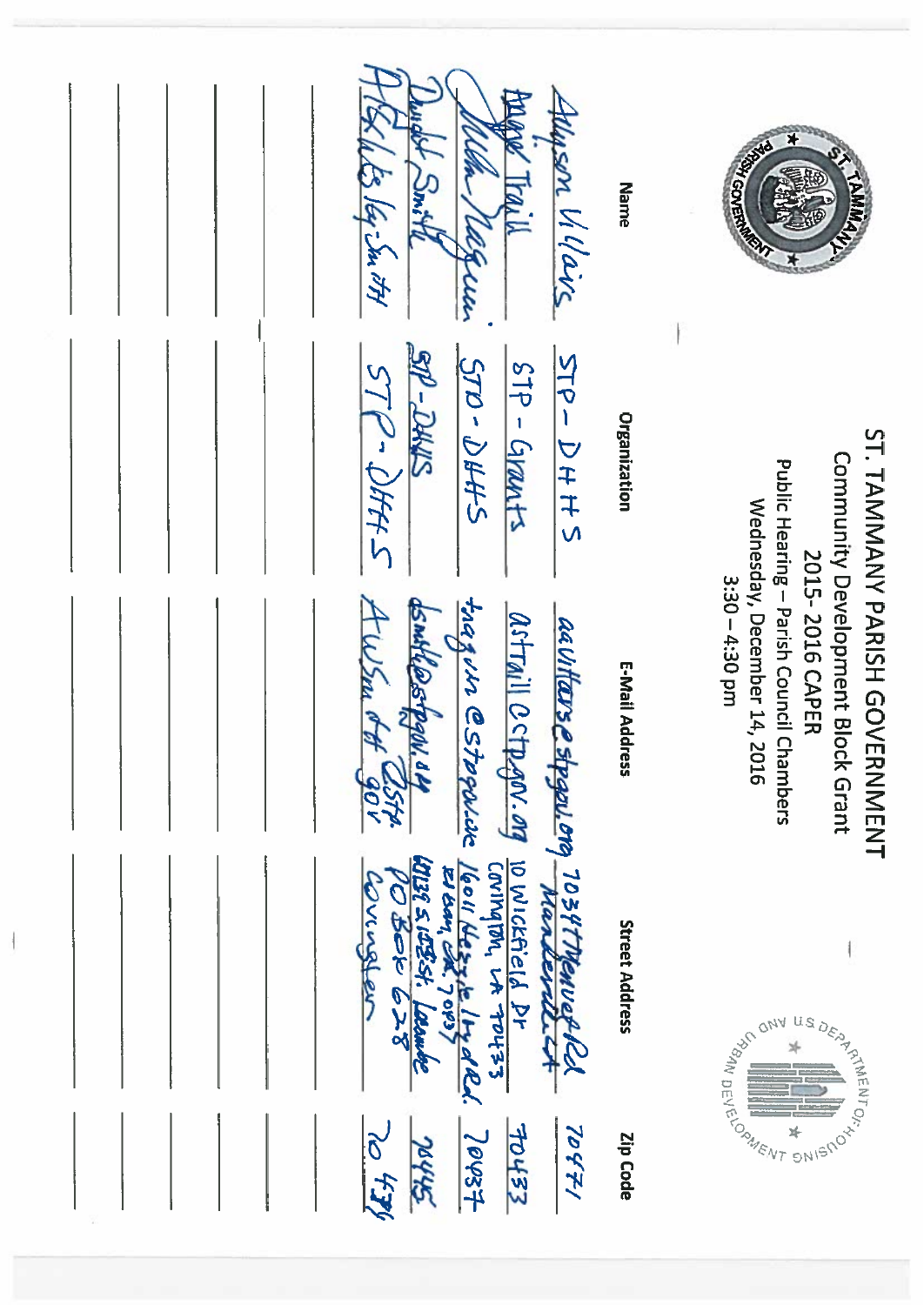# ST. TAMMANY PARISH GOVERNMENT

Community Development Block Grant
2015- 2016 CAPER
Public Hearing – Parish Council Chambers
Wednesday, December 14, 2016
3:30 – 4:30 pm

| Name | Organization | E-Mail Address | Street Address | Zip Code |
|---|---|---|---|---|
| Alyson Villars | STP – DHHS | aavillars@stpgov.org | 70347 Hwy 21 Rd Mandeville LA | 70471 |
| Angie Traill | STP – Grants | astraill@stpgov.org | 10 Wickfield Dr Covington, LA 70433 | 70433 |
| Mike Maguire | STP – DHHS | tmaguire@stpgov.org | 16011 Hwy 1... Rd. Slidell, LA 70057 | 70457 |
| Dwight Smith | STP – DHHS | dsmith@stpgov.org | 61134 S. 12th St. Lacombe | 70445 |
| A. Keil Smith | STP – DHHS | AWSmith@stp.gov | PO Box 628 Covington | 70434 |
| | | | | |
| | | | | |
| | | | | |
| | | | | |
| | | | | |
| | | | | |
| | | | | |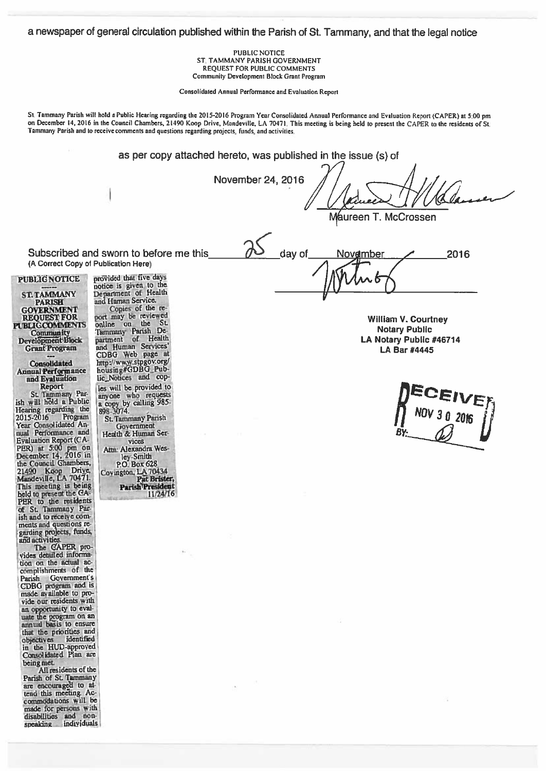a newspaper of general circulation published within the Parish of St. Tammany, and that the legal notice

PUBLIC NOTICE
ST. TAMMANY PARISH GOVERNMENT
REQUEST FOR PUBLIC COMMENTS
Community Development Block Grant Program

Consolidated Annual Performance and Evaluation Report

St. Tammany Parish will hold a Public Hearing regarding the 2015-2016 Program Year Consolidated Annual Performance and Evaluation Report (CAPER) at 5:00 pm on December 14, 2016 in the Council Chambers, 21490 Koop Drive, Mandeville, LA 70471. This meeting is being held to present the CAPER to the residents of St. Tammany Parish and to receive comments and questions regarding projects, funds, and activities.

as per copy attached hereto, was published in the issue (s) of

November 24, 2016

Maureen T. McCrossen

Subscribed and sworn to before me this 25 day of November 2016

(A Correct Copy of Publication Here)

William V. Courtney
Notary Public
LA Notary Public #46714
LA Bar #4445

RECEIVED
NOV 30 2016
BY:

**PUBLIC NOTICE**

**ST. TAMMANY PARISH GOVERNMENT REQUEST FOR PUBLIC COMMENTS**
**Community Development Block Grant Program**

**Consolidated Annual Performance and Evaluation Report**

St. Tammany Parish will hold a Public Hearing regarding the 2015-2016 Program Year Consolidated Annual Performance and Evaluation Report (CAPER) at 5:00 pm on December 14, 2016 in the Council Chambers, 21490 Koop Drive, Mandeville, LA 70471. This meeting is being held to present the CAPER to the residents of St. Tammany Parish and to receive comments and questions regarding projects, funds, and activities.

The CAPER provides detailed information on the actual accomplishments of the Parish Government's CDBG program and is made available to provide our residents with an opportunity to evaluate the program on an annual basis to ensure that the priorities and objectives identified in the HUD-approved Consolidated Plan are being met.

All residents of the Parish of St. Tammany are encouraged to attend this meeting. Accommodations will be made for persons with disabilities and non-speaking individuals provided that five days notice is given to the Department of Health and Human Service.

Copies of the report may be reviewed online on the St. Tammany Parish Department of Health and Human Services' CDBG Web page at http://www.stpgov.org/housing#GDBG_Public_Notices and copies will be provided to anyone who requests a copy by calling 985-898-3074.

St. Tammany Parish Government
Health & Human Services
Attn: Alexandra Wesley-Smith
P.O. Box 628
Covington, LA 70434

**Pat Brister,**
**Parish President**
11/24/16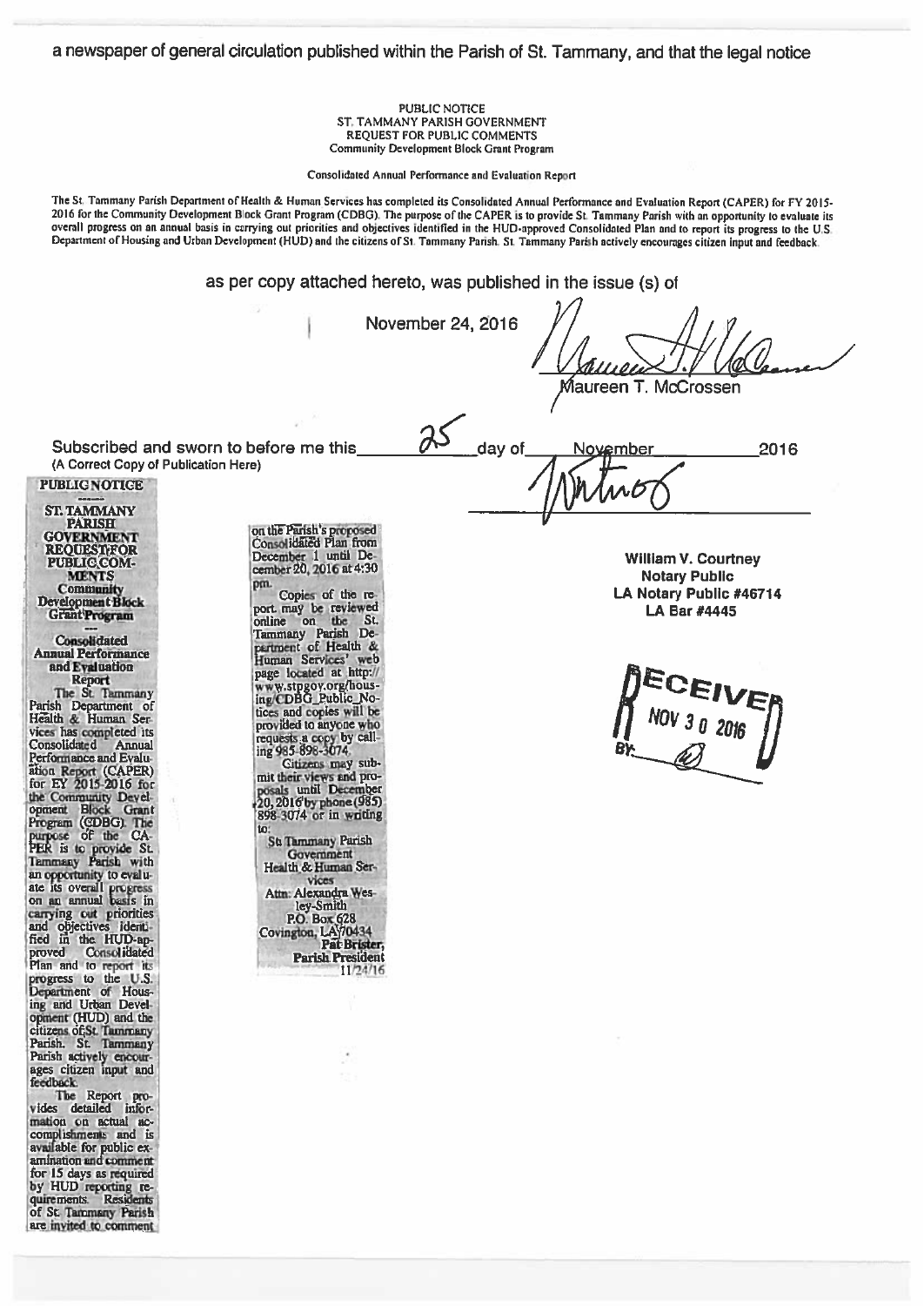a newspaper of general circulation published within the Parish of St. Tammany, and that the legal notice

PUBLIC NOTICE
ST. TAMMANY PARISH GOVERNMENT
REQUEST FOR PUBLIC COMMENTS
Community Development Block Grant Program

Consolidated Annual Performance and Evaluation Report

The St. Tammany Parish Department of Health & Human Services has completed its Consolidated Annual Performance and Evaluation Report (CAPER) for FY 2015-2016 for the Community Development Block Grant Program (CDBG). The purpose of the CAPER is to provide St. Tammany Parish with an opportunity to evaluate its overall progress on an annual basis in carrying out priorities and objectives identified in the HUD-approved Consolidated Plan and to report its progress to the U.S. Department of Housing and Urban Development (HUD) and the citizens of St. Tammany Parish. St. Tammany Parish actively encourages citizen input and feedback.

as per copy attached hereto, was published in the issue (s) of

November 24, 2016

Maureen T. McCrossen

Subscribed and sworn to before me this 25 day of November 2016

(A Correct Copy of Publication Here)

William V. Courtney
Notary Public
LA Notary Public #46714
LA Bar #4445

RECEIVED
NOV 30 2016
BY:

**PUBLIC NOTICE**

**ST. TAMMANY PARISH GOVERNMENT REQUEST FOR PUBLIC COMMENTS**
**Community Development Block Grant Program**

**Consolidated Annual Performance and Evaluation Report**

The St. Tammany Parish Department of Health & Human Services has completed its Consolidated Annual Performance and Evaluation Report (CAPER) for FY 2015-2016 for the Community Development Block Grant Program (CDBG). The purpose of the CAPER is to provide St. Tammany Parish with an opportunity to evaluate its overall progress on an annual basis in carrying out priorities and objectives identified in the HUD-approved Consolidated Plan and to report its progress to the U.S. Department of Housing and Urban Development (HUD) and the citizens of St. Tammany Parish. St. Tammany Parish actively encourages citizen input and feedback.

The Report provides detailed information on actual accomplishments and is available for public examination and comment for 15 days as required by HUD reporting requirements. Residents of St. Tammany Parish are invited to comment on the Parish's proposed Consolidated Plan from December 1 until December 20, 2016 at 4:30 pm.

Copies of the report may be reviewed online on the St. Tammany Parish Department of Health & Human Services' web page located at http://www.stpgov.org/housing/CDBG_Public_Notices and copies will be provided to anyone who requests a copy by calling 985-898-3074.

Citizens may submit their views and proposals until December 20, 2016 by phone (985) 898-3074 or in writing to:

St. Tammany Parish Government
Health & Human Services
Attn: Alexandra Wesley-Smith
P.O. Box 628
Covington, LA 70434

**Pat Brister,**
**Parish President**
11/24/16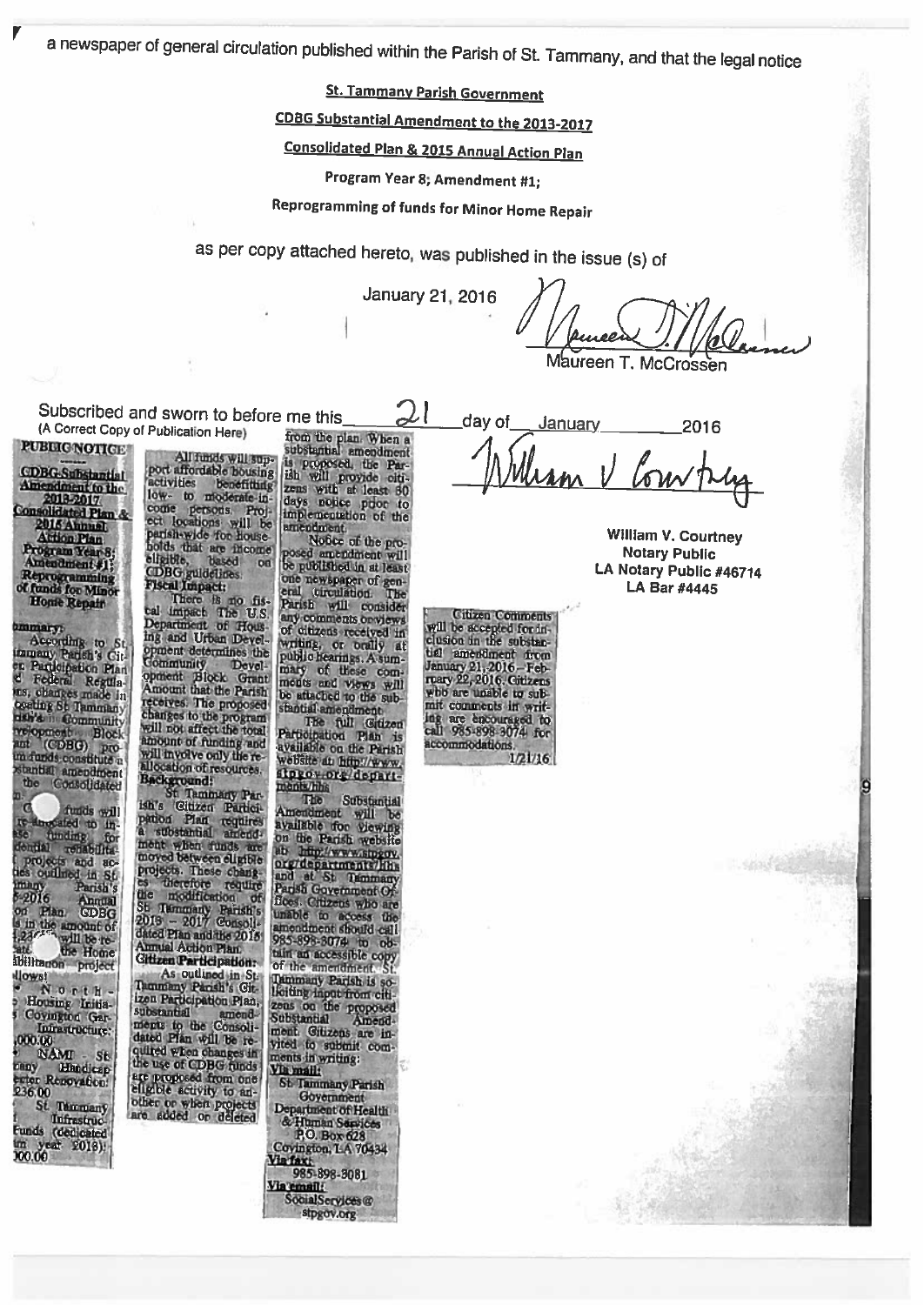a newspaper of general circulation published within the Parish of St. Tammany, and that the legal notice

**St. Tammany Parish Government**

**CDBG Substantial Amendment to the 2013-2017**

**Consolidated Plan & 2015 Annual Action Plan**

**Program Year 8; Amendment #1;**

**Reprogramming of funds for Minor Home Repair**

as per copy attached hereto, was published in the issue (s) of

January 21, 2016

Maureen T. McCrossen

Subscribed and sworn to before me this 21 day of January 2016

(A Correct Copy of Publication Here)

William V. Courtney
Notary Public
LA Notary Public #46714
LA Bar #4445

**PUBLIC NOTICE**

**CDBG Substantial Amendment to the 2013-2017 Consolidated Plan & 2015 Annual Action Plan Program Year 8; Amendment #1; Reprogramming of funds for Minor Home Repair**

**Summary:**

According to St. Tammany Parish's Citizen Participation Plan and Federal Regulations, changes made in allocating St. Tammany Parish's Community Development Block Grant (CDBG) program funds constitute a substantial amendment to the Consolidated Plan.

CDBG funds will be re-allocated to increase funding for residential rehabilitation projects and activities outlined in St. Tammany Parish's 2015-2016 Annual Action Plan. CDBG funds in the amount of $ 234,... will be re-allocated to the Home Rehabilitation project as follows:

North-shore Housing Initiatives Covington Garden Infrastructure: ,000.00

NAMI - St. Tammany Handicap Center Renovation: 236.00

St. Tammany Infrastructure Funds (dedicated from year 2018): 000.00

All funds will support affordable housing activities benefiting low- to moderate-income persons. Project locations will be parish-wide for households that are income eligible, based on CDBG guidelines.

**Fiscal Impact:**

There is no fiscal impact. The U.S. Department of Housing and Urban Development determines the Community Development Block Grant Amount that the Parish receives. The proposed changes to the program will not affect the total amount of funding and will involve only the re-allocation of resources.

**Background:**

St. Tammany Parish's Citizen Participation Plan requires a substantial amendment when funds are moved between eligible projects. These changes therefore require the modification of St. Tammany Parish's 2013 - 2017 Consolidated Plan and the 2015 Annual Action Plan.

**Citizen Participation:**

As outlined in St. Tammany Parish's Citizen Participation Plan, substantial amendments to the Consolidated Plan will be required when changes in the use of CDBG funds are proposed from one eligible activity to another or when projects are added or deleted from the plan. When a substantial amendment is proposed, the Parish will provide citizens with at least 30 days notice prior to implementation of the amendment.

Notice of the proposed amendment will be published in at least one newspaper of general circulation. The Parish will consider any comments or views of citizens received in writing, or orally at public hearings. A summary of these comments and views will be attached to the substantial amendment.

The full Citizen Participation Plan is available on the Parish website at http://www.stpgov.org/departments/hhs

The Substantial Amendment will be available for viewing on the Parish website at http://www.stpgov.org/departments/hhs and at St. Tammany Parish Government Offices. Citizens who are unable to access the amendment should call 985-898-3074 to obtain an accessible copy of the amendment. St. Tammany Parish is soliciting input from citizens on the proposed Substantial Amendment. Citizens are invited to submit comments in writing:

**Via mail:**
St. Tammany Parish Government
Department of Health & Human Services
P.O. Box 628
Covington, LA 70434

**Via fax:**
985-898-3081

**Via email:**
SocialServices@stpgov.org

Citizen Comments will be accepted for inclusion in the substantial amendment from January 21, 2016 - February 22, 2016. Citizens who are unable to submit comments in writing are encouraged to call 985-898-3074 for accommodations.

1/21/16